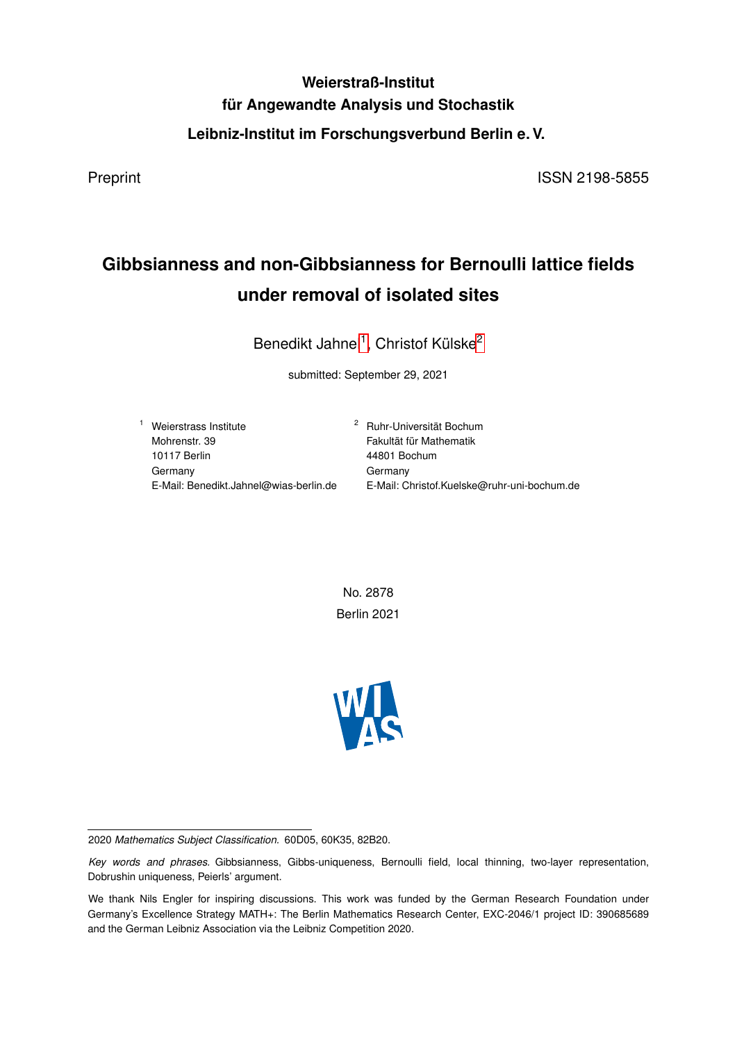**Weierstraß-Institut**
**für Angewandte Analysis und Stochastik**
**Leibniz-Institut im Forschungsverbund Berlin e. V.**

Preprint ISSN 2198-5855

# Gibbsianness and non-Gibbsianness for Bernoulli lattice fields under removal of isolated sites

Benedikt Jahnel[1], Christof Külske[2]

submitted: September 29, 2021

[1] Weierstrass Institute
Mohrenstr. 39
10117 Berlin
Germany
E-Mail: Benedikt.Jahnel@wias-berlin.de

[2] Ruhr-Universität Bochum
Fakultät für Mathematik
44801 Bochum
Germany
E-Mail: Christof.Kuelske@ruhr-uni-bochum.de

No. 2878
Berlin 2021

2020 *Mathematics Subject Classification.* 60D05, 60K35, 82B20.

*Key words and phrases.* Gibbsianness, Gibbs-uniqueness, Bernoulli field, local thinning, two-layer representation, Dobrushin uniqueness, Peierls' argument.

We thank Nils Engler for inspiring discussions. This work was funded by the German Research Foundation under Germany's Excellence Strategy MATH+: The Berlin Mathematics Research Center, EXC-2046/1 project ID: 390685689 and the German Leibniz Association via the Leibniz Competition 2020.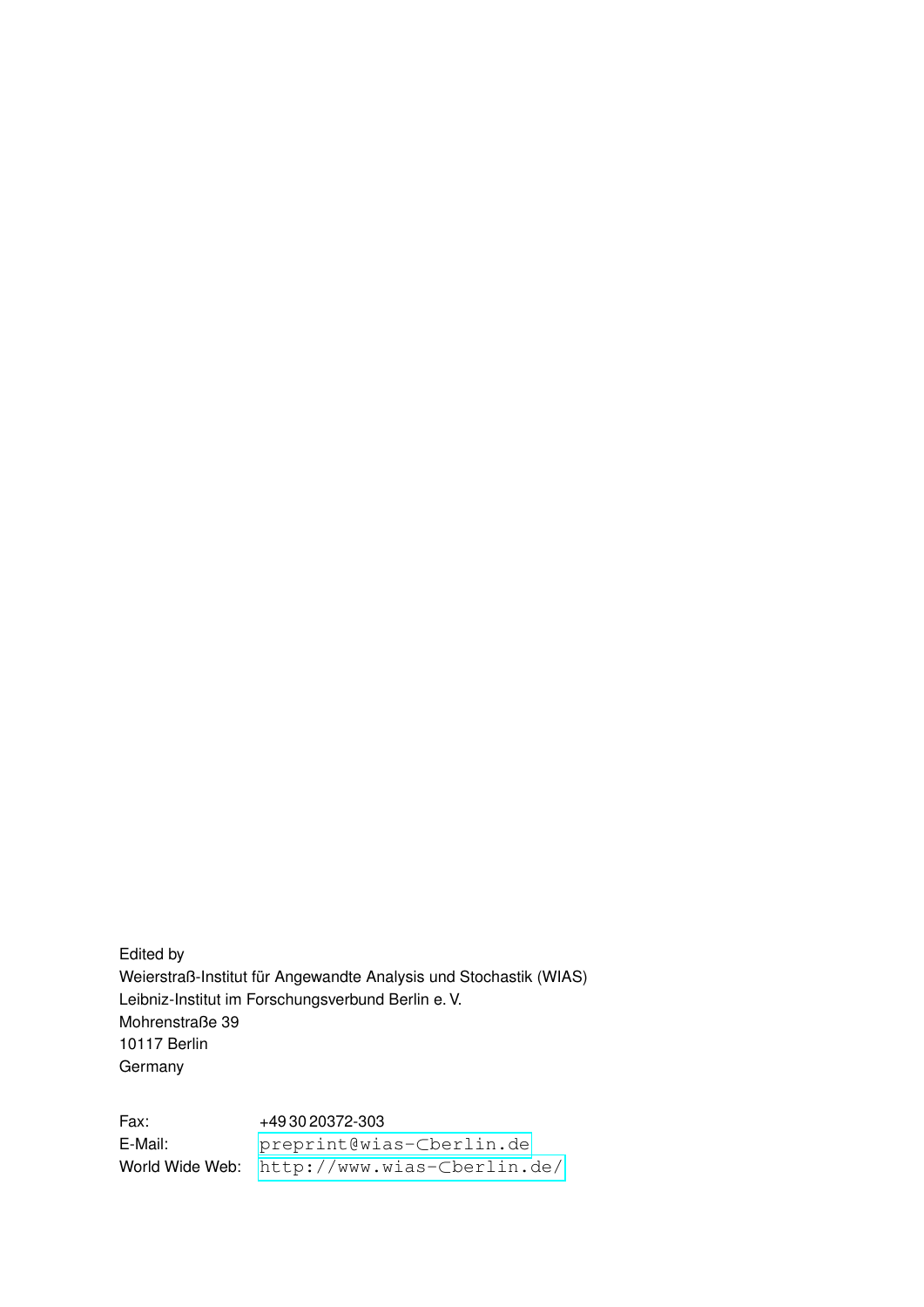Edited by
Weierstraß-Institut für Angewandte Analysis und Stochastik (WIAS)
Leibniz-Institut im Forschungsverbund Berlin e. V.
Mohrenstraße 39
10117 Berlin
Germany

Fax: +49 30 20372-303
E-Mail: preprint@wias-berlin.de
World Wide Web: http://www.wias-berlin.de/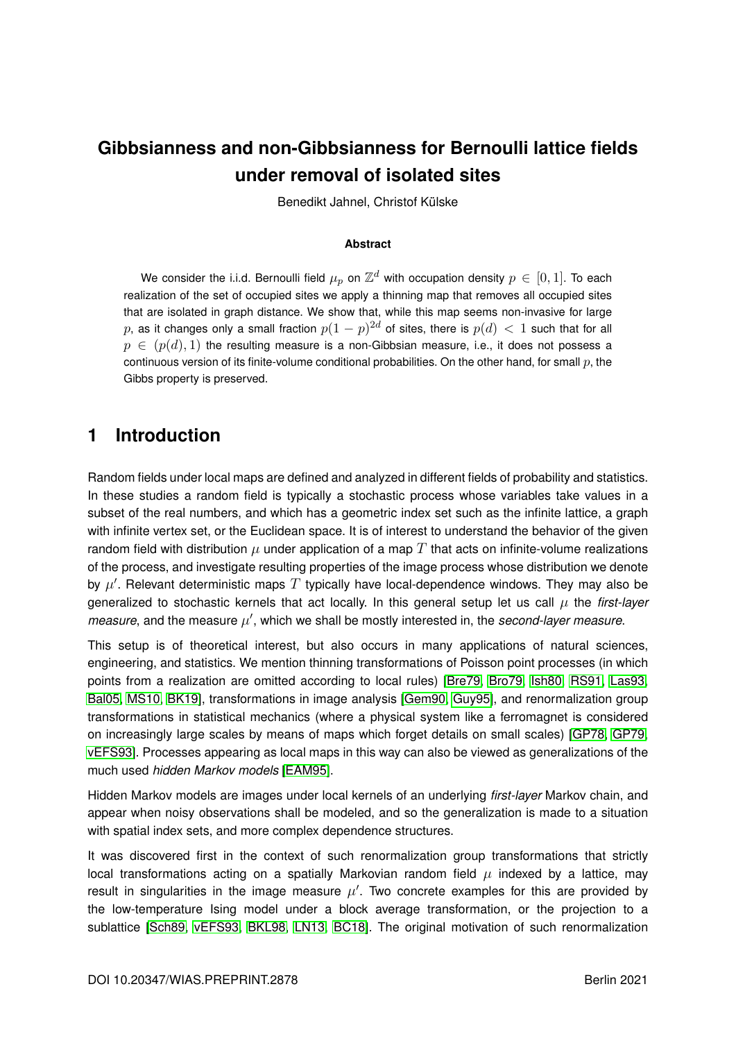# Gibbsianness and non-Gibbsianness for Bernoulli lattice fields under removal of isolated sites

Benedikt Jahnel, Christof Külske

**Abstract**

We consider the i.i.d. Bernoulli field $\mu_p$ on $\mathbb{Z}^d$ with occupation density $p \in [0, 1]$. To each realization of the set of occupied sites we apply a thinning map that removes all occupied sites that are isolated in graph distance. We show that, while this map seems non-invasive for large $p$, as it changes only a small fraction $p(1-p)^{2d}$ of sites, there is $p(d) < 1$ such that for all $p \in (p(d), 1)$ the resulting measure is a non-Gibbsian measure, i.e., it does not possess a continuous version of its finite-volume conditional probabilities. On the other hand, for small $p$, the Gibbs property is preserved.

## 1 Introduction

Random fields under local maps are defined and analyzed in different fields of probability and statistics. In these studies a random field is typically a stochastic process whose variables take values in a subset of the real numbers, and which has a geometric index set such as the infinite lattice, a graph with infinite vertex set, or the Euclidean space. It is of interest to understand the behavior of the given random field with distribution $\mu$ under application of a map $T$ that acts on infinite-volume realizations of the process, and investigate resulting properties of the image process whose distribution we denote by $\mu'$. Relevant deterministic maps $T$ typically have local-dependence windows. They may also be generalized to stochastic kernels that act locally. In this general setup let us call $\mu$ the *first-layer measure*, and the measure $\mu'$, which we shall be mostly interested in, the *second-layer measure*.

This setup is of theoretical interest, but also occurs in many applications of natural sciences, engineering, and statistics. We mention thinning transformations of Poisson point processes (in which points from a realization are omitted according to local rules) [Bre79, Bro79, Ish80, RS91, Las93, Bal05, MS10, BK19], transformations in image analysis [Gem90, Guy95], and renormalization group transformations in statistical mechanics (where a physical system like a ferromagnet is considered on increasingly large scales by means of maps which forget details on small scales) [GP78, GP79, vEFS93]. Processes appearing as local maps in this way can also be viewed as generalizations of the much used *hidden Markov models* [EAM95].

Hidden Markov models are images under local kernels of an underlying *first-layer* Markov chain, and appear when noisy observations shall be modeled, and so the generalization is made to a situation with spatial index sets, and more complex dependence structures.

It was discovered first in the context of such renormalization group transformations that strictly local transformations acting on a spatially Markovian random field $\mu$ indexed by a lattice, may result in singularities in the image measure $\mu'$. Two concrete examples for this are provided by the low-temperature Ising model under a block average transformation, or the projection to a sublattice [Sch89, vEFS93, BKL98, LN13, BC18]. The original motivation of such renormalization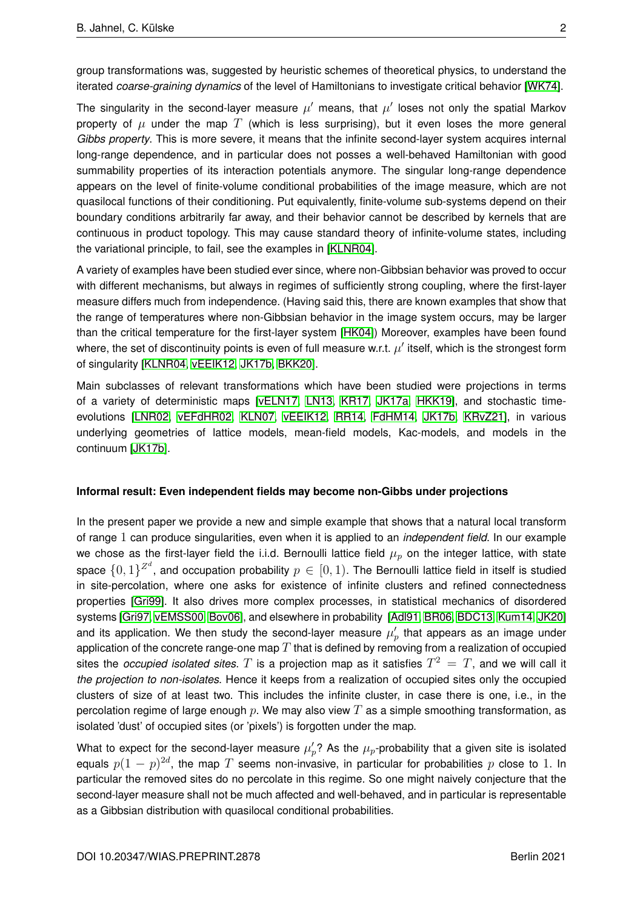group transformations was, suggested by heuristic schemes of theoretical physics, to understand the iterated *coarse-graining dynamics* of the level of Hamiltonians to investigate critical behavior [WK74].

The singularity in the second-layer measure $\mu'$ means, that $\mu'$ loses not only the spatial Markov property of $\mu$ under the map $T$ (which is less surprising), but it even loses the more general *Gibbs property*. This is more severe, it means that the infinite second-layer system acquires internal long-range dependence, and in particular does not posses a well-behaved Hamiltonian with good summability properties of its interaction potentials anymore. The singular long-range dependence appears on the level of finite-volume conditional probabilities of the image measure, which are not quasilocal functions of their conditioning. Put equivalently, finite-volume sub-systems depend on their boundary conditions arbitrarily far away, and their behavior cannot be described by kernels that are continuous in product topology. This may cause standard theory of infinite-volume states, including the variational principle, to fail, see the examples in [KLNR04].

A variety of examples have been studied ever since, where non-Gibbsian behavior was proved to occur with different mechanisms, but always in regimes of sufficiently strong coupling, where the first-layer measure differs much from independence. (Having said this, there are known examples that show that the range of temperatures where non-Gibbsian behavior in the image system occurs, may be larger than the critical temperature for the first-layer system [HK04]) Moreover, examples have been found where, the set of discontinuity points is even of full measure w.r.t. $\mu'$ itself, which is the strongest form of singularity [KLNR04, vEEIK12, JK17b, BKK20].

Main subclasses of relevant transformations which have been studied were projections in terms of a variety of deterministic maps [vELN17, LN13, KR17, JK17a, HKK19], and stochastic time-evolutions [LNR02, vEFdHR02, KLN07, vEEIK12, RR14, FdHM14, JK17b, KRvZ21], in various underlying geometries of lattice models, mean-field models, Kac-models, and models in the continuum [JK17b].

**Informal result: Even independent fields may become non-Gibbs under projections**

In the present paper we provide a new and simple example that shows that a natural local transform of range $1$ can produce singularities, even when it is applied to an *independent field*. In our example we chose as the first-layer field the i.i.d. Bernoulli lattice field $\mu_p$ on the integer lattice, with state space $\{0,1\}^{Z^d}$, and occupation probability $p \in [0,1)$. The Bernoulli lattice field in itself is studied in site-percolation, where one asks for existence of infinite clusters and refined connectedness properties [Gri99]. It also drives more complex processes, in statistical mechanics of disordered systems [Gri97, vEMSS00, Bov06], and elsewhere in probability [Adl91, BR06, BDC13, Kum14, JK20] and its application. We then study the second-layer measure $\mu'_p$ that appears as an image under application of the concrete range-one map $T$ that is defined by removing from a realization of occupied sites the *occupied isolated sites*. $T$ is a projection map as it satisfies $T^2 = T$, and we will call it *the projection to non-isolates*. Hence it keeps from a realization of occupied sites only the occupied clusters of size of at least two. This includes the infinite cluster, in case there is one, i.e., in the percolation regime of large enough $p$. We may also view $T$ as a simple smoothing transformation, as isolated 'dust' of occupied sites (or 'pixels') is forgotten under the map.

What to expect for the second-layer measure $\mu'_p$? As the $\mu_p$-probability that a given site is isolated equals $p(1-p)^{2d}$, the map $T$ seems non-invasive, in particular for probabilities $p$ close to $1$. In particular the removed sites do no percolate in this regime. So one might naively conjecture that the second-layer measure shall not be much affected and well-behaved, and in particular is representable as a Gibbsian distribution with quasilocal conditional probabilities.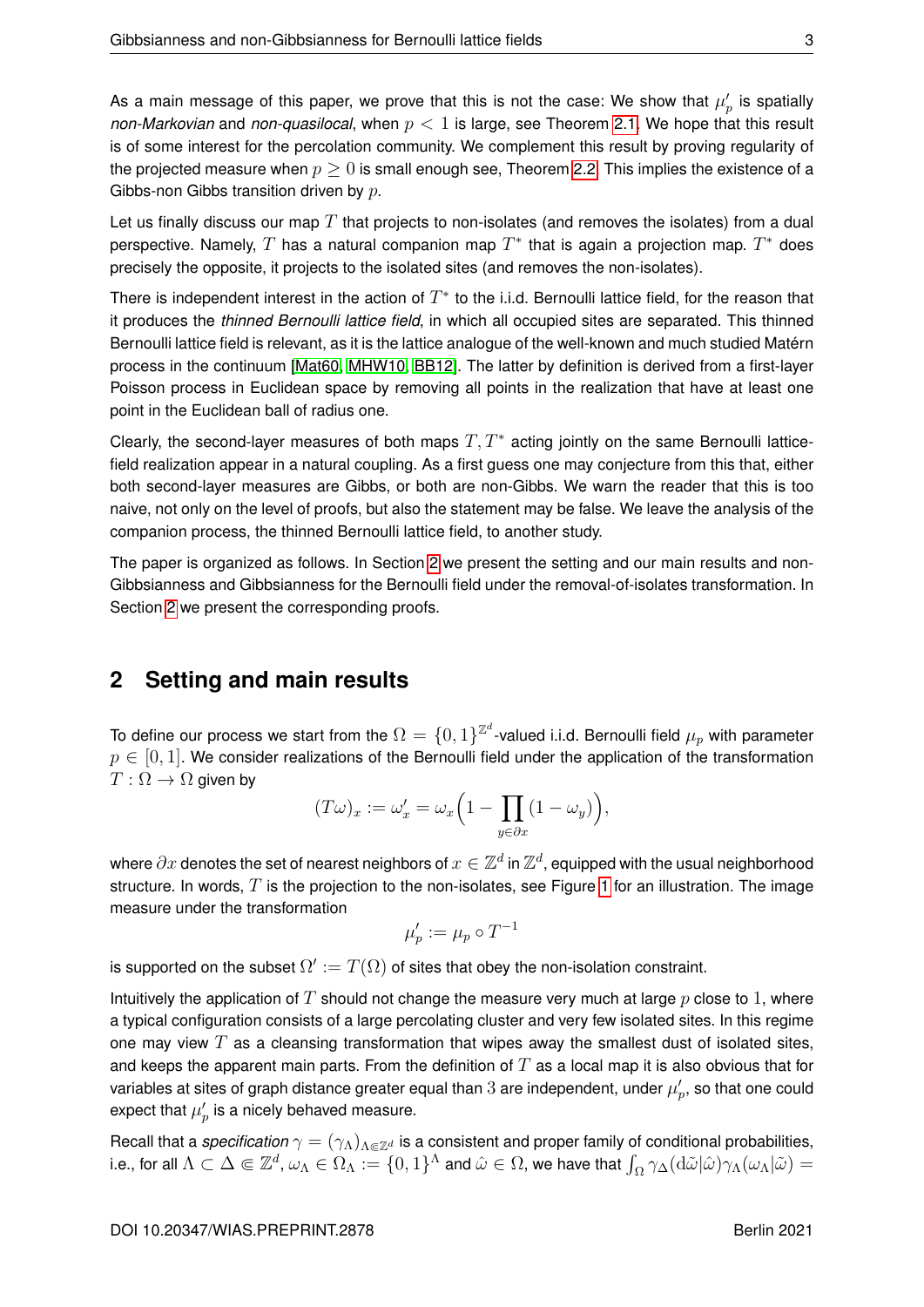As a main message of this paper, we prove that this is not the case: We show that $\mu'_p$ is spatially *non-Markovian* and *non-quasilocal*, when $p < 1$ is large, see Theorem 2.1. We hope that this result is of some interest for the percolation community. We complement this result by proving regularity of the projected measure when $p \geq 0$ is small enough see, Theorem 2.2. This implies the existence of a Gibbs-non Gibbs transition driven by $p$.

Let us finally discuss our map $T$ that projects to non-isolates (and removes the isolates) from a dual perspective. Namely, $T$ has a natural companion map $T^*$ that is again a projection map. $T^*$ does precisely the opposite, it projects to the isolated sites (and removes the non-isolates).

There is independent interest in the action of $T^*$ to the i.i.d. Bernoulli lattice field, for the reason that it produces the *thinned Bernoulli lattice field*, in which all occupied sites are separated. This thinned Bernoulli lattice field is relevant, as it is the lattice analogue of the well-known and much studied Matérn process in the continuum [Mat60, MHW10, BB12]. The latter by definition is derived from a first-layer Poisson process in Euclidean space by removing all points in the realization that have at least one point in the Euclidean ball of radius one.

Clearly, the second-layer measures of both maps $T, T^*$ acting jointly on the same Bernoulli lattice-field realization appear in a natural coupling. As a first guess one may conjecture from this that, either both second-layer measures are Gibbs, or both are non-Gibbs. We warn the reader that this is too naive, not only on the level of proofs, but also the statement may be false. We leave the analysis of the companion process, the thinned Bernoulli lattice field, to another study.

The paper is organized as follows. In Section 2 we present the setting and our main results and non-Gibbsianness and Gibbsianness for the Bernoulli field under the removal-of-isolates transformation. In Section 2 we present the corresponding proofs.

## 2 Setting and main results

To define our process we start from the $\Omega = \{0,1\}^{\mathbb{Z}^d}$-valued i.i.d. Bernoulli field $\mu_p$ with parameter $p \in [0,1]$. We consider realizations of the Bernoulli field under the application of the transformation $T : \Omega \to \Omega$ given by

$$(T\omega)_x := \omega'_x = \omega_x\Big(1 - \prod_{y \in \partial x}(1 - \omega_y)\Big),$$

where $\partial x$ denotes the set of nearest neighbors of $x \in \mathbb{Z}^d$ in $\mathbb{Z}^d$, equipped with the usual neighborhood structure. In words, $T$ is the projection to the non-isolates, see Figure 1 for an illustration. The image measure under the transformation

$$\mu'_p := \mu_p \circ T^{-1}$$

is supported on the subset $\Omega' := T(\Omega)$ of sites that obey the non-isolation constraint.

Intuitively the application of $T$ should not change the measure very much at large $p$ close to $1$, where a typical configuration consists of a large percolating cluster and very few isolated sites. In this regime one may view $T$ as a cleansing transformation that wipes away the smallest dust of isolated sites, and keeps the apparent main parts. From the definition of $T$ as a local map it is also obvious that for variables at sites of graph distance greater equal than $3$ are independent, under $\mu'_p$, so that one could expect that $\mu'_p$ is a nicely behaved measure.

Recall that a *specification* $\gamma = (\gamma_\Lambda)_{\Lambda \Subset \mathbb{Z}^d}$ is a consistent and proper family of conditional probabilities, i.e., for all $\Lambda \subset \Delta \Subset \mathbb{Z}^d$, $\omega_\Lambda \in \Omega_\Lambda := \{0,1\}^\Lambda$ and $\hat\omega \in \Omega$, we have that $\int_\Omega \gamma_\Delta(\mathrm{d}\tilde\omega|\hat\omega)\gamma_\Lambda(\omega_\Lambda|\tilde\omega) =$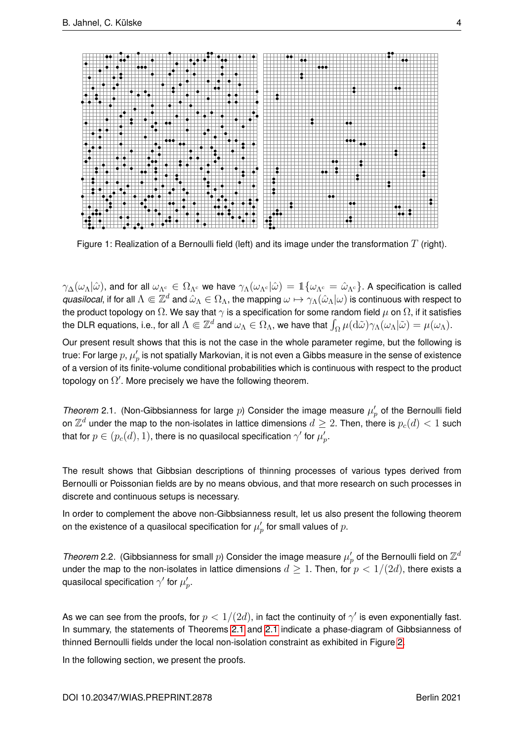Figure 1: Realization of a Bernoulli field (left) and its image under the transformation $T$ (right).

$\gamma_\Delta(\omega_\Lambda|\hat\omega)$, and for all $\omega_{\Lambda^c} \in \Omega_{\Lambda^c}$ we have $\gamma_\Lambda(\omega_{\Lambda^c}|\hat\omega) = \mathbb{1}\{\omega_{\Lambda^c} = \hat\omega_{\Lambda^c}\}$. A specification is called *quasilocal*, if for all $\Lambda \Subset \mathbb{Z}^d$ and $\hat\omega_\Lambda \in \Omega_\Lambda$, the mapping $\omega \mapsto \gamma_\Lambda(\hat\omega_\Lambda|\omega)$ is continuous with respect to the product topology on $\Omega$. We say that $\gamma$ is a specification for some random field $\mu$ on $\Omega$, if it satisfies the DLR equations, i.e., for all $\Lambda \Subset \mathbb{Z}^d$ and $\omega_\Lambda \in \Omega_\Lambda$, we have that $\int_\Omega \mu(\mathrm{d}\tilde\omega)\gamma_\Lambda(\omega_\Lambda|\tilde\omega) = \mu(\omega_\Lambda)$.

Our present result shows that this is not the case in the whole parameter regime, but the following is true: For large $p$, $\mu'_p$ is not spatially Markovian, it is not even a Gibbs measure in the sense of existence of a version of its finite-volume conditional probabilities which is continuous with respect to the product topology on $\Omega'$. More precisely we have the following theorem.

*Theorem* 2.1. (Non-Gibbsianness for large $p$) Consider the image measure $\mu'_p$ of the Bernoulli field on $\mathbb{Z}^d$ under the map to the non-isolates in lattice dimensions $d \geq 2$. Then, there is $p_c(d) < 1$ such that for $p \in (p_c(d), 1)$, there is no quasilocal specification $\gamma'$ for $\mu'_p$.

The result shows that Gibbsian descriptions of thinning processes of various types derived from Bernoulli or Poissonian fields are by no means obvious, and that more research on such processes in discrete and continuous setups is necessary.

In order to complement the above non-Gibbsianness result, let us also present the following theorem on the existence of a quasilocal specification for $\mu'_p$ for small values of $p$.

*Theorem* 2.2. (Gibbsianness for small $p$) Consider the image measure $\mu'_p$ of the Bernoulli field on $\mathbb{Z}^d$ under the map to the non-isolates in lattice dimensions $d \geq 1$. Then, for $p < 1/(2d)$, there exists a quasilocal specification $\gamma'$ for $\mu'_p$.

As we can see from the proofs, for $p < 1/(2d)$, in fact the continuity of $\gamma'$ is even exponentially fast. In summary, the statements of Theorems 2.1 and 2.1 indicate a phase-diagram of Gibbsianness of thinned Bernoulli fields under the local non-isolation constraint as exhibited in Figure 2.

In the following section, we present the proofs.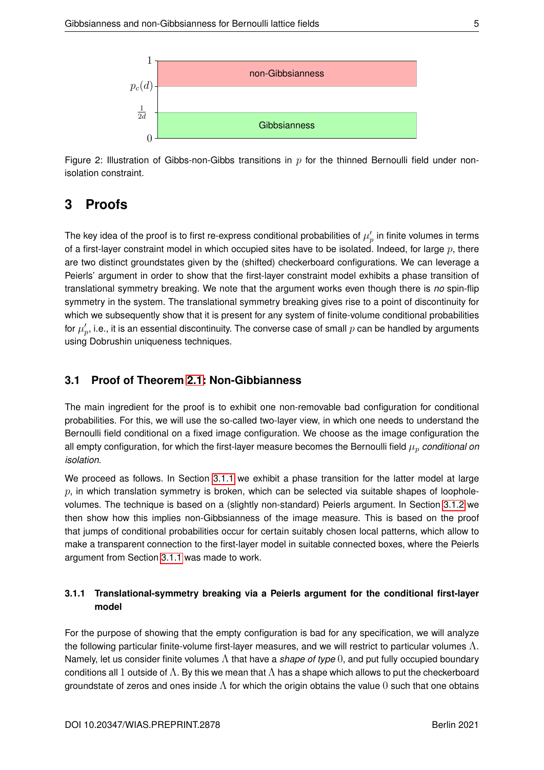Figure 2: Illustration of Gibbs-non-Gibbs transitions in $p$ for the thinned Bernoulli field under non-isolation constraint.

# 3 Proofs

The key idea of the proof is to first re-express conditional probabilities of $\mu'_p$ in finite volumes in terms of a first-layer constraint model in which occupied sites have to be isolated. Indeed, for large $p$, there are two distinct groundstates given by the (shifted) checkerboard configurations. We can leverage a Peierls' argument in order to show that the first-layer constraint model exhibits a phase transition of translational symmetry breaking. We note that the argument works even though there is *no* spin-flip symmetry in the system. The translational symmetry breaking gives rise to a point of discontinuity for which we subsequently show that it is present for any system of finite-volume conditional probabilities for $\mu'_p$, i.e., it is an essential discontinuity. The converse case of small $p$ can be handled by arguments using Dobrushin uniqueness techniques.

## 3.1 Proof of Theorem 2.1: Non-Gibbianness

The main ingredient for the proof is to exhibit one non-removable bad configuration for conditional probabilities. For this, we will use the so-called two-layer view, in which one needs to understand the Bernoulli field conditional on a fixed image configuration. We choose as the image configuration the all empty configuration, for which the first-layer measure becomes the Bernoulli field $\mu_p$ *conditional on isolation*.

We proceed as follows. In Section 3.1.1 we exhibit a phase transition for the latter model at large $p$, in which translation symmetry is broken, which can be selected via suitable shapes of loophole-volumes. The technique is based on a (slightly non-standard) Peierls argument. In Section 3.1.2 we then show how this implies non-Gibbsianness of the image measure. This is based on the proof that jumps of conditional probabilities occur for certain suitably chosen local patterns, which allow to make a transparent connection to the first-layer model in suitable connected boxes, where the Peierls argument from Section 3.1.1 was made to work.

### 3.1.1 Translational-symmetry breaking via a Peierls argument for the conditional first-layer model

For the purpose of showing that the empty configuration is bad for any specification, we will analyze the following particular finite-volume first-layer measures, and we will restrict to particular volumes $\Lambda$. Namely, let us consider finite volumes $\Lambda$ that have a *shape of type* $0$, and put fully occupied boundary conditions all $1$ outside of $\Lambda$. By this we mean that $\Lambda$ has a shape which allows to put the checkerboard groundstate of zeros and ones inside $\Lambda$ for which the origin obtains the value $0$ such that one obtains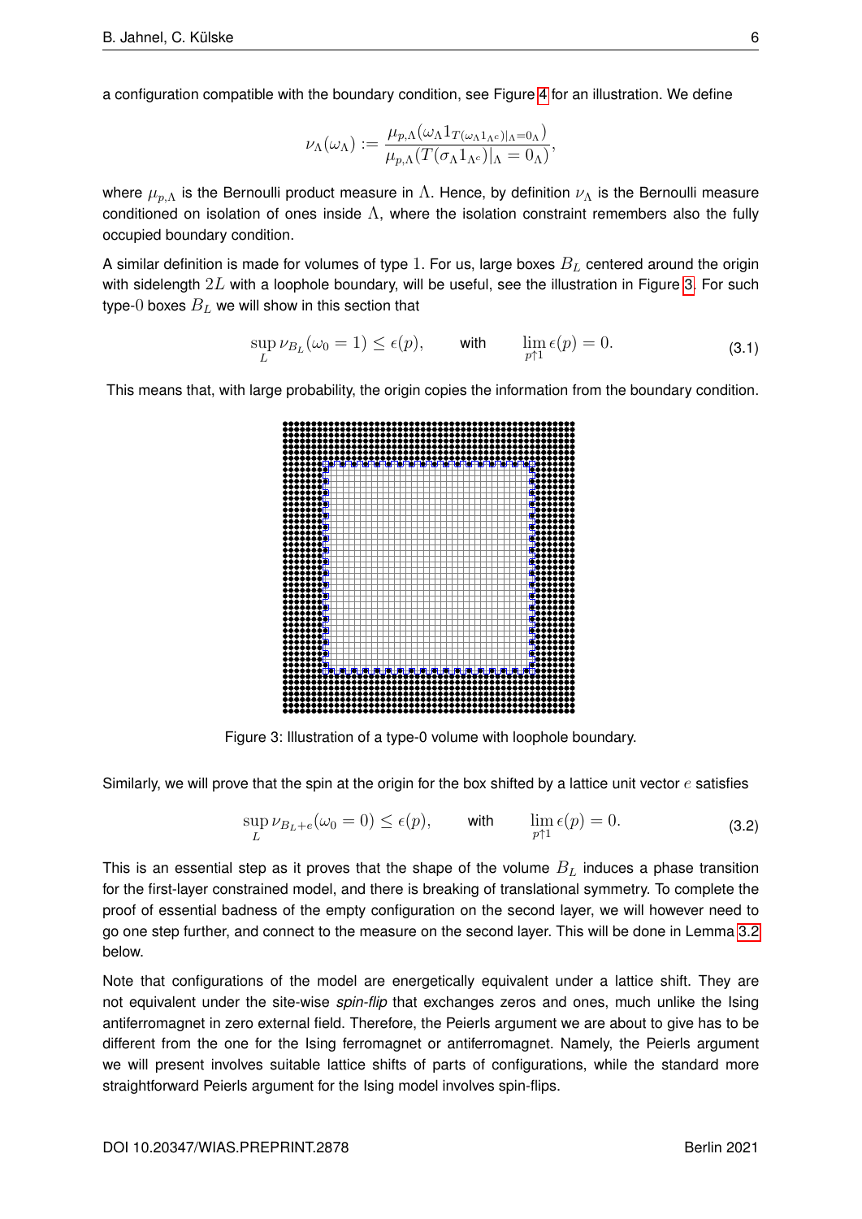a configuration compatible with the boundary condition, see Figure 4 for an illustration. We define

$$\nu_\Lambda(\omega_\Lambda) := \frac{\mu_{p,\Lambda}(\omega_\Lambda 1_{T(\omega_\Lambda 1_{\Lambda^c})|_\Lambda = 0_\Lambda})}{\mu_{p,\Lambda}(T(\sigma_\Lambda 1_{\Lambda^c})|_\Lambda = 0_\Lambda)},$$

where $\mu_{p,\Lambda}$ is the Bernoulli product measure in $\Lambda$. Hence, by definition $\nu_\Lambda$ is the Bernoulli measure conditioned on isolation of ones inside $\Lambda$, where the isolation constraint remembers also the fully occupied boundary condition.

A similar definition is made for volumes of type $1$. For us, large boxes $B_L$ centered around the origin with sidelength $2L$ with a loophole boundary, will be useful, see the illustration in Figure 3. For such type-$0$ boxes $B_L$ we will show in this section that

$$\sup_L \nu_{B_L}(\omega_0 = 1) \le \epsilon(p), \qquad \text{with} \qquad \lim_{p\uparrow 1} \epsilon(p) = 0. \tag{3.1}$$

This means that, with large probability, the origin copies the information from the boundary condition.

Figure 3: Illustration of a type-0 volume with loophole boundary.

Similarly, we will prove that the spin at the origin for the box shifted by a lattice unit vector $e$ satisfies

$$\sup_L \nu_{B_L+e}(\omega_0 = 0) \le \epsilon(p), \qquad \text{with} \qquad \lim_{p\uparrow 1} \epsilon(p) = 0. \tag{3.2}$$

This is an essential step as it proves that the shape of the volume $B_L$ induces a phase transition for the first-layer constrained model, and there is breaking of translational symmetry. To complete the proof of essential badness of the empty configuration on the second layer, we will however need to go one step further, and connect to the measure on the second layer. This will be done in Lemma 3.2 below.

Note that configurations of the model are energetically equivalent under a lattice shift. They are not equivalent under the site-wise *spin-flip* that exchanges zeros and ones, much unlike the Ising antiferromagnet in zero external field. Therefore, the Peierls argument we are about to give has to be different from the one for the Ising ferromagnet or antiferromagnet. Namely, the Peierls argument we will present involves suitable lattice shifts of parts of configurations, while the standard more straightforward Peierls argument for the Ising model involves spin-flips.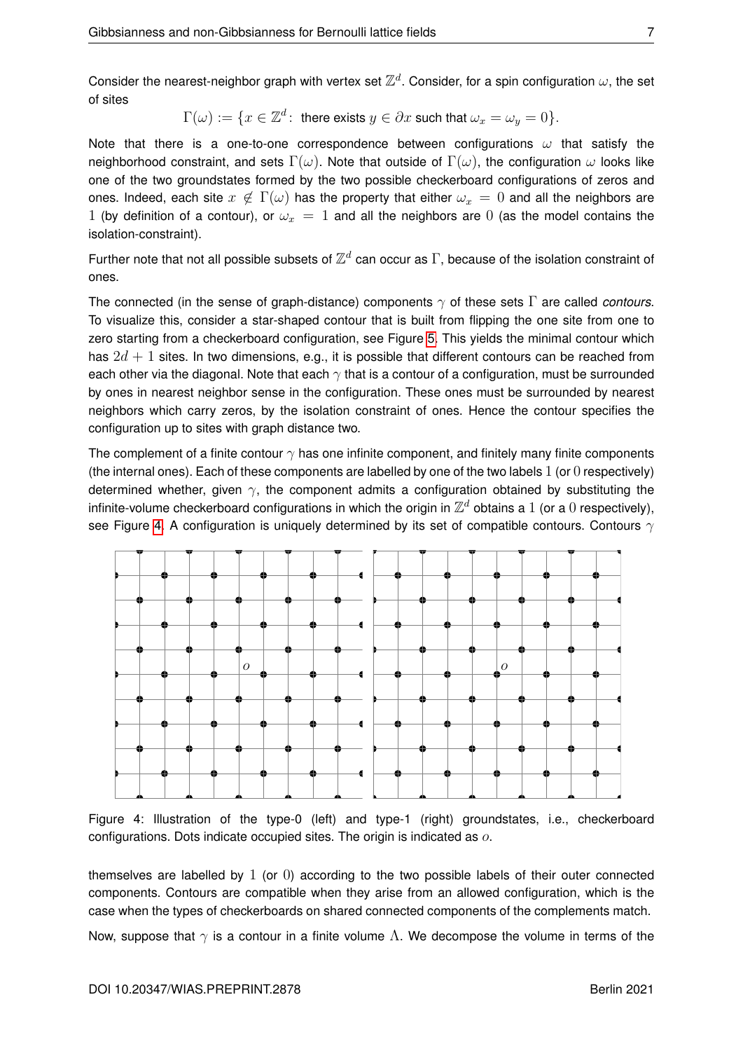Consider the nearest-neighbor graph with vertex set $\mathbb{Z}^d$. Consider, for a spin configuration $\omega$, the set of sites

$$\Gamma(\omega) := \{x \in \mathbb{Z}^d \colon \text{ there exists } y \in \partial x \text{ such that } \omega_x = \omega_y = 0\}.$$

Note that there is a one-to-one correspondence between configurations $\omega$ that satisfy the neighborhood constraint, and sets $\Gamma(\omega)$. Note that outside of $\Gamma(\omega)$, the configuration $\omega$ looks like one of the two groundstates formed by the two possible checkerboard configurations of zeros and ones. Indeed, each site $x \notin \Gamma(\omega)$ has the property that either $\omega_x = 0$ and all the neighbors are $1$ (by definition of a contour), or $\omega_x = 1$ and all the neighbors are $0$ (as the model contains the isolation-constraint).

Further note that not all possible subsets of $\mathbb{Z}^d$ can occur as $\Gamma$, because of the isolation constraint of ones.

The connected (in the sense of graph-distance) components $\gamma$ of these sets $\Gamma$ are called *contours*. To visualize this, consider a star-shaped contour that is built from flipping the one site from one to zero starting from a checkerboard configuration, see Figure 5. This yields the minimal contour which has $2d + 1$ sites. In two dimensions, e.g., it is possible that different contours can be reached from each other via the diagonal. Note that each $\gamma$ that is a contour of a configuration, must be surrounded by ones in nearest neighbor sense in the configuration. These ones must be surrounded by nearest neighbors which carry zeros, by the isolation constraint of ones. Hence the contour specifies the configuration up to sites with graph distance two.

The complement of a finite contour $\gamma$ has one infinite component, and finitely many finite components (the internal ones). Each of these components are labelled by one of the two labels $1$ (or $0$ respectively) determined whether, given $\gamma$, the component admits a configuration obtained by substituting the infinite-volume checkerboard configurations in which the origin in $\mathbb{Z}^d$ obtains a $1$ (or a $0$ respectively), see Figure 4. A configuration is uniquely determined by its set of compatible contours. Contours $\gamma$ themselves are labelled by $1$ (or $0$) according to the two possible labels of their outer connected components. Contours are compatible when they arise from an allowed configuration, which is the case when the types of checkerboards on shared connected components of the complements match.

Figure 4: Illustration of the type-0 (left) and type-1 (right) groundstates, i.e., checkerboard configurations. Dots indicate occupied sites. The origin is indicated as $o$.

Now, suppose that $\gamma$ is a contour in a finite volume $\Lambda$. We decompose the volume in terms of the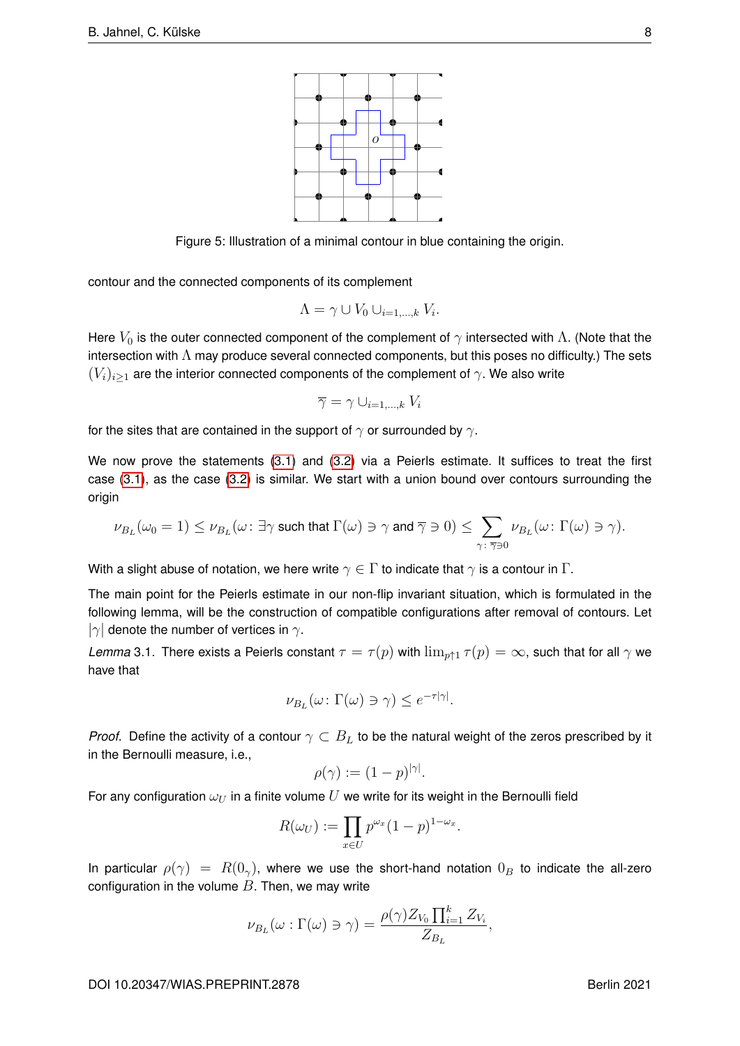Figure 5: Illustration of a minimal contour in blue containing the origin.

contour and the connected components of its complement

$$\Lambda = \gamma \cup V_0 \cup_{i=1,\dots,k} V_i.$$

Here $V_0$ is the outer connected component of the complement of $\gamma$ intersected with $\Lambda$. (Note that the intersection with $\Lambda$ may produce several connected components, but this poses no difficulty.) The sets $(V_i)_{i\ge 1}$ are the interior connected components of the complement of $\gamma$. We also write

$$\overline{\gamma} = \gamma \cup_{i=1,\dots,k} V_i$$

for the sites that are contained in the support of $\gamma$ or surrounded by $\gamma$.

We now prove the statements (3.1) and (3.2) via a Peierls estimate. It suffices to treat the first case (3.1), as the case (3.2) is similar. We start with a union bound over contours surrounding the origin

$$\nu_{B_L}(\omega_0 = 1) \le \nu_{B_L}(\omega\colon \exists \gamma \text{ such that } \Gamma(\omega) \ni \gamma \text{ and } \overline{\gamma} \ni 0) \le \sum_{\gamma\colon \overline{\gamma} \ni 0} \nu_{B_L}(\omega\colon \Gamma(\omega) \ni \gamma).$$

With a slight abuse of notation, we here write $\gamma \in \Gamma$ to indicate that $\gamma$ is a contour in $\Gamma$.

The main point for the Peierls estimate in our non-flip invariant situation, which is formulated in the following lemma, will be the construction of compatible configurations after removal of contours. Let $|\gamma|$ denote the number of vertices in $\gamma$.

*Lemma* 3.1. There exists a Peierls constant $\tau = \tau(p)$ with $\lim_{p\uparrow 1} \tau(p) = \infty$, such that for all $\gamma$ we have that

$$\nu_{B_L}(\omega\colon \Gamma(\omega) \ni \gamma) \le e^{-\tau|\gamma|}.$$

*Proof.* Define the activity of a contour $\gamma \subset B_L$ to be the natural weight of the zeros prescribed by it in the Bernoulli measure, i.e.,

$$\rho(\gamma) := (1-p)^{|\gamma|}.$$

For any configuration $\omega_U$ in a finite volume $U$ we write for its weight in the Bernoulli field

$$R(\omega_U) := \prod_{x\in U} p^{\omega_x}(1-p)^{1-\omega_x}.$$

In particular $\rho(\gamma) = R(0_\gamma)$, where we use the short-hand notation $0_B$ to indicate the all-zero configuration in the volume $B$. Then, we may write

$$\nu_{B_L}(\omega : \Gamma(\omega) \ni \gamma) = \frac{\rho(\gamma) Z_{V_0} \prod_{i=1}^k Z_{V_i}}{Z_{B_L}},$$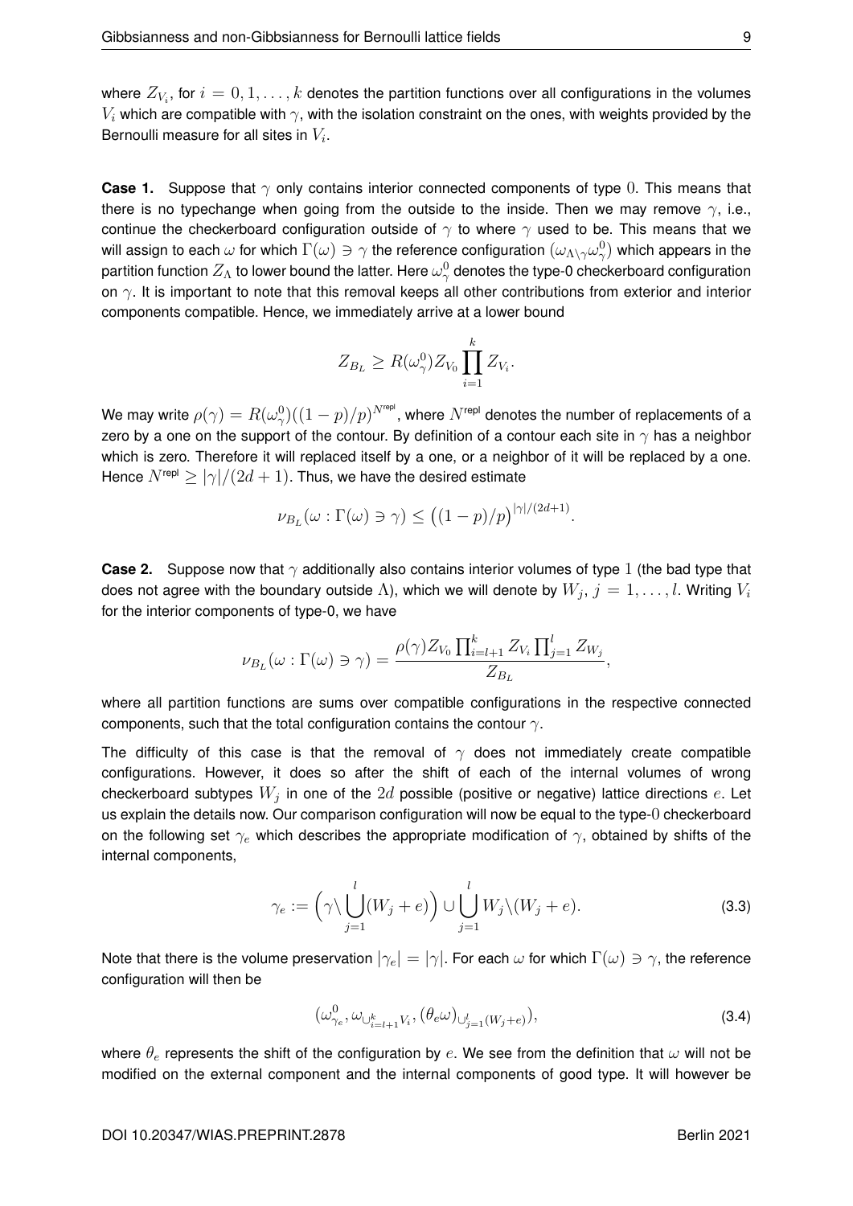where $Z_{V_i}$, for $i = 0, 1, \dots, k$ denotes the partition functions over all configurations in the volumes $V_i$ which are compatible with $\gamma$, with the isolation constraint on the ones, with weights provided by the Bernoulli measure for all sites in $V_i$.

**Case 1.** Suppose that $\gamma$ only contains interior connected components of type $0$. This means that there is no typechange when going from the outside to the inside. Then we may remove $\gamma$, i.e., continue the checkerboard configuration outside of $\gamma$ to where $\gamma$ used to be. This means that we will assign to each $\omega$ for which $\Gamma(\omega) \ni \gamma$ the reference configuration $(\omega_{\Lambda\setminus\gamma}\omega^0_\gamma)$ which appears in the partition function $Z_\Lambda$ to lower bound the latter. Here $\omega^0_\gamma$ denotes the type-0 checkerboard configuration on $\gamma$. It is important to note that this removal keeps all other contributions from exterior and interior components compatible. Hence, we immediately arrive at a lower bound

$$Z_{B_L} \geq R(\omega^0_\gamma) Z_{V_0} \prod_{i=1}^{k} Z_{V_i}.$$

We may write $\rho(\gamma) = R(\omega^0_\gamma)((1-p)/p)^{N^{\text{repl}}}$, where $N^{\text{repl}}$ denotes the number of replacements of a zero by a one on the support of the contour. By definition of a contour each site in $\gamma$ has a neighbor which is zero. Therefore it will replaced itself by a one, or a neighbor of it will be replaced by a one. Hence $N^{\text{repl}} \geq |\gamma|/(2d+1)$. Thus, we have the desired estimate

$$\nu_{B_L}(\omega : \Gamma(\omega) \ni \gamma) \leq \big((1-p)/p\big)^{|\gamma|/(2d+1)}.$$

**Case 2.** Suppose now that $\gamma$ additionally also contains interior volumes of type $1$ (the bad type that does not agree with the boundary outside $\Lambda$), which we will denote by $W_j$, $j = 1, \dots, l$. Writing $V_i$ for the interior components of type-0, we have

$$\nu_{B_L}(\omega : \Gamma(\omega) \ni \gamma) = \frac{\rho(\gamma) Z_{V_0} \prod_{i=l+1}^{k} Z_{V_i} \prod_{j=1}^{l} Z_{W_j}}{Z_{B_L}},$$

where all partition functions are sums over compatible configurations in the respective connected components, such that the total configuration contains the contour $\gamma$.

The difficulty of this case is that the removal of $\gamma$ does not immediately create compatible configurations. However, it does so after the shift of each of the internal volumes of wrong checkerboard subtypes $W_j$ in one of the $2d$ possible (positive or negative) lattice directions $e$. Let us explain the details now. Our comparison configuration will now be equal to the type-$0$ checkerboard on the following set $\gamma_e$ which describes the appropriate modification of $\gamma$, obtained by shifts of the internal components,

$$\gamma_e := \Big(\gamma \setminus \bigcup_{j=1}^{l} (W_j + e)\Big) \cup \bigcup_{j=1}^{l} W_j \setminus (W_j + e). \tag{3.3}$$

Note that there is the volume preservation $|\gamma_e| = |\gamma|$. For each $\omega$ for which $\Gamma(\omega) \ni \gamma$, the reference configuration will then be

$$(\omega^0_{\gamma_e}, \omega_{\cup_{i=l+1}^{k} V_i}, (\theta_e \omega)_{\cup_{j=1}^{l}(W_j+e)}), \tag{3.4}$$

where $\theta_e$ represents the shift of the configuration by $e$. We see from the definition that $\omega$ will not be modified on the external component and the internal components of good type. It will however be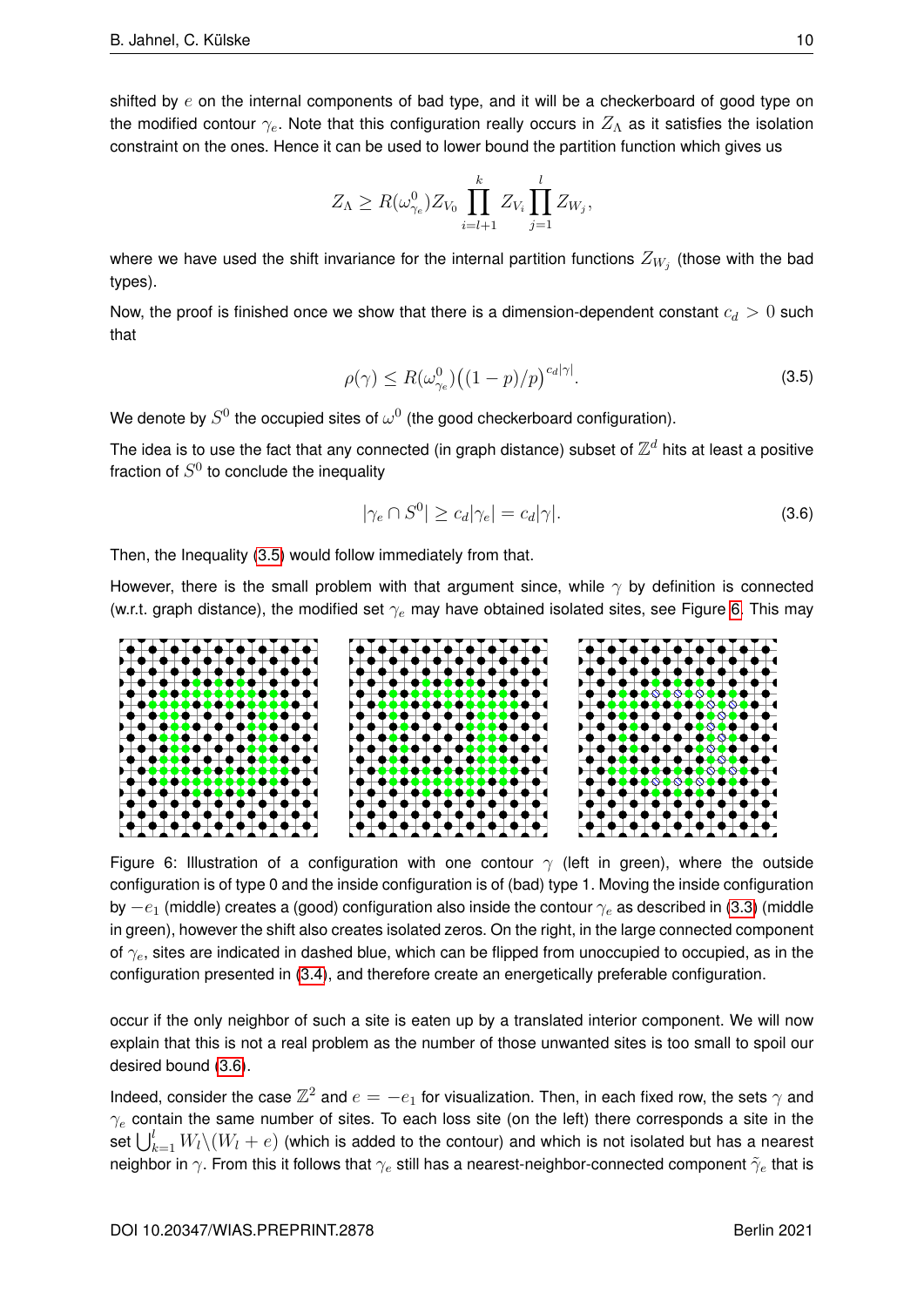shifted by $e$ on the internal components of bad type, and it will be a checkerboard of good type on the modified contour $\gamma_e$. Note that this configuration really occurs in $Z_\Lambda$ as it satisfies the isolation constraint on the ones. Hence it can be used to lower bound the partition function which gives us

$$Z_\Lambda \geq R(\omega^0_{\gamma_e}) Z_{V_0} \prod_{i=l+1}^{k} Z_{V_i} \prod_{j=1}^{l} Z_{W_j},$$

where we have used the shift invariance for the internal partition functions $Z_{W_j}$ (those with the bad types).

Now, the proof is finished once we show that there is a dimension-dependent constant $c_d > 0$ such that

$$\rho(\gamma) \leq R(\omega^0_{\gamma_e})\big((1-p)/p\big)^{c_d|\gamma|}. \tag{3.5}$$

We denote by $S^0$ the occupied sites of $\omega^0$ (the good checkerboard configuration).

The idea is to use the fact that any connected (in graph distance) subset of $\mathbb{Z}^d$ hits at least a positive fraction of $S^0$ to conclude the inequality

$$|\gamma_e \cap S^0| \geq c_d|\gamma_e| = c_d|\gamma|. \tag{3.6}$$

Then, the Inequality (3.5) would follow immediately from that.

However, there is the small problem with that argument since, while $\gamma$ by definition is connected (w.r.t. graph distance), the modified set $\gamma_e$ may have obtained isolated sites, see Figure 6. This may

Figure 6: Illustration of a configuration with one contour $\gamma$ (left in green), where the outside configuration is of type 0 and the inside configuration is of (bad) type 1. Moving the inside configuration by $-e_1$ (middle) creates a (good) configuration also inside the contour $\gamma_e$ as described in (3.3) (middle in green), however the shift also creates isolated zeros. On the right, in the large connected component of $\gamma_e$, sites are indicated in dashed blue, which can be flipped from unoccupied to occupied, as in the configuration presented in (3.4), and therefore create an energetically preferable configuration.

occur if the only neighbor of such a site is eaten up by a translated interior component. We will now explain that this is not a real problem as the number of those unwanted sites is too small to spoil our desired bound (3.6).

Indeed, consider the case $\mathbb{Z}^2$ and $e = -e_1$ for visualization. Then, in each fixed row, the sets $\gamma$ and $\gamma_e$ contain the same number of sites. To each loss site (on the left) there corresponds a site in the set $\bigcup_{k=1}^{l} W_l \setminus (W_l + e)$ (which is added to the contour) and which is not isolated but has a nearest neighbor in $\gamma$. From this it follows that $\gamma_e$ still has a nearest-neighbor-connected component $\tilde{\gamma}_e$ that is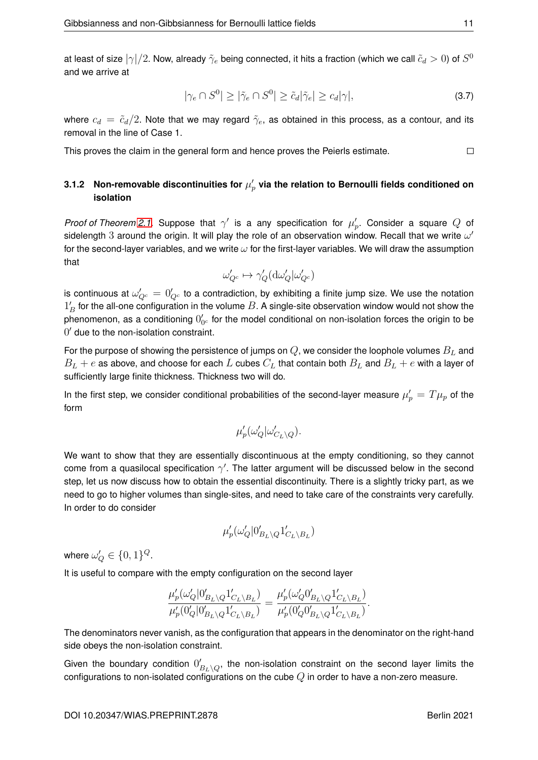at least of size $|\gamma|/2$. Now, already $\tilde{\gamma}_e$ being connected, it hits a fraction (which we call $\tilde{c}_d > 0$) of $S^0$ and we arrive at

$$|\gamma_e \cap S^0| \geq |\tilde{\gamma}_e \cap S^0| \geq \tilde{c}_d |\tilde{\gamma}_e| \geq c_d |\gamma|, \tag{3.7}$$

where $c_d = \tilde{c}_d/2$. Note that we may regard $\tilde{\gamma}_e$, as obtained in this process, as a contour, and its removal in the line of Case 1.

This proves the claim in the general form and hence proves the Peierls estimate. $\square$

### 3.1.2 Non-removable discontinuities for $\mu'_p$ via the relation to Bernoulli fields conditioned on isolation

*Proof of Theorem 2.1.* Suppose that $\gamma'$ is a any specification for $\mu'_p$. Consider a square $Q$ of sidelength $3$ around the origin. It will play the role of an observation window. Recall that we write $\omega'$ for the second-layer variables, and we write $\omega$ for the first-layer variables. We will draw the assumption that

$$\omega'_{Q^c} \mapsto \gamma'_Q(\mathrm{d}\omega'_Q | \omega'_{Q^c})$$

is continuous at $\omega'_{Q^c} = 0'_{Q^c}$ to a contradiction, by exhibiting a finite jump size. We use the notation $1'_B$ for the all-one configuration in the volume $B$. A single-site observation window would not show the phenomenon, as a conditioning $0'_{0^c}$ for the model conditional on non-isolation forces the origin to be $0'$ due to the non-isolation constraint.

For the purpose of showing the persistence of jumps on $Q$, we consider the loophole volumes $B_L$ and $B_L + e$ as above, and choose for each $L$ cubes $C_L$ that contain both $B_L$ and $B_L + e$ with a layer of sufficiently large finite thickness. Thickness two will do.

In the first step, we consider conditional probabilities of the second-layer measure $\mu'_p = T\mu_p$ of the form

$$\mu'_p(\omega'_Q | \omega'_{C_L \setminus Q}).$$

We want to show that they are essentially discontinuous at the empty conditioning, so they cannot come from a quasilocal specification $\gamma'$. The latter argument will be discussed below in the second step, let us now discuss how to obtain the essential discontinuity. There is a slightly tricky part, as we need to go to higher volumes than single-sites, and need to take care of the constraints very carefully. In order to do consider

$$\mu'_p(\omega'_Q | 0'_{B_L \setminus Q} 1'_{C_L \setminus B_L})$$

where $\omega'_Q \in \{0, 1\}^Q$.

It is useful to compare with the empty configuration on the second layer

$$\frac{\mu'_p(\omega'_Q | 0'_{B_L \setminus Q} 1'_{C_L \setminus B_L})}{\mu'_p(0'_Q | 0'_{B_L \setminus Q} 1'_{C_L \setminus B_L})} = \frac{\mu'_p(\omega'_Q 0'_{B_L \setminus Q} 1'_{C_L \setminus B_L})}{\mu'_p(0'_Q 0'_{B_L \setminus Q} 1'_{C_L \setminus B_L})}.$$

The denominators never vanish, as the configuration that appears in the denominator on the right-hand side obeys the non-isolation constraint.

Given the boundary condition $0'_{B_L \setminus Q}$, the non-isolation constraint on the second layer limits the configurations to non-isolated configurations on the cube $Q$ in order to have a non-zero measure.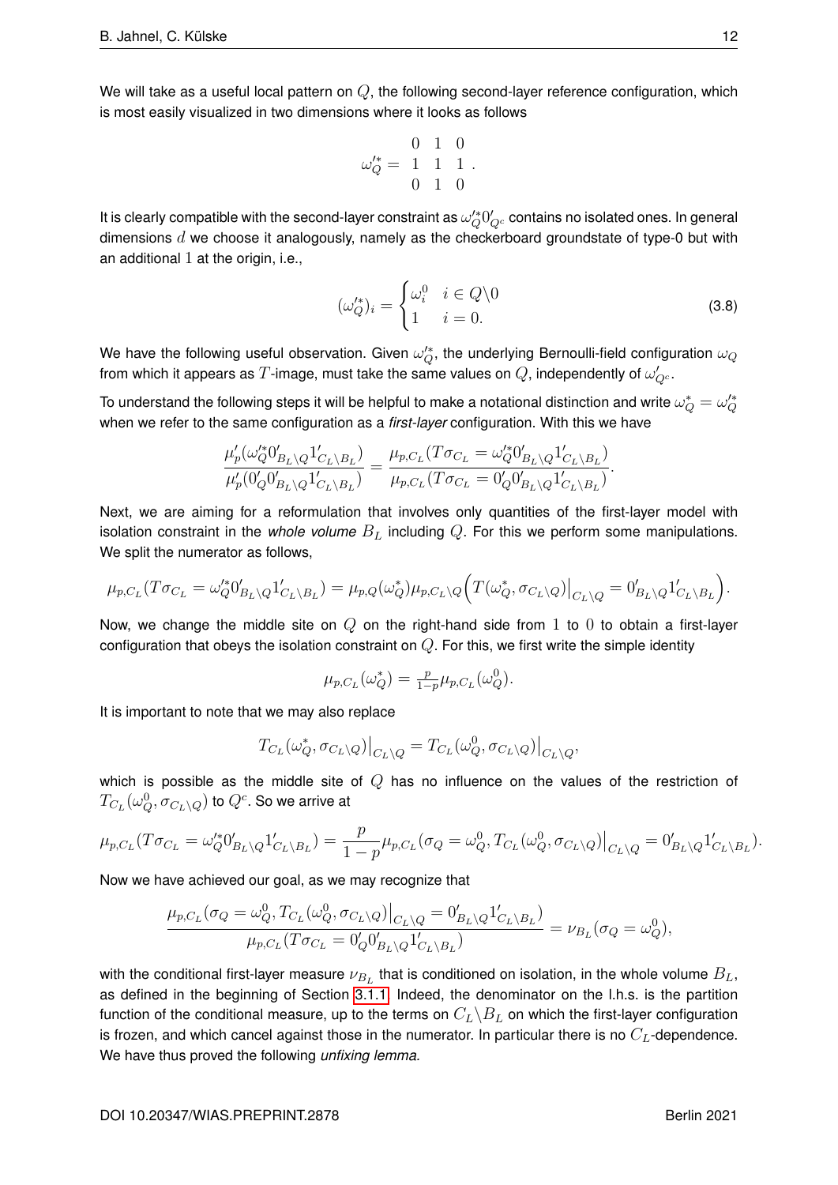We will take as a useful local pattern on $Q$, the following second-layer reference configuration, which is most easily visualized in two dimensions where it looks as follows

$$\omega'^*_Q = \begin{matrix} 0 & 1 & 0 \\ 1 & 1 & 1 \\ 0 & 1 & 0 \end{matrix}\,.$$

It is clearly compatible with the second-layer constraint as $\omega'^*_Q 0'_{Q^c}$ contains no isolated ones. In general dimensions $d$ we choose it analogously, namely as the checkerboard groundstate of type-0 but with an additional 1 at the origin, i.e.,

$$(\omega'^*_Q)_i = \begin{cases} \omega^0_i & i \in Q\backslash 0 \\ 1 & i = 0. \end{cases} \tag{3.8}$$

We have the following useful observation. Given $\omega'^*_Q$, the underlying Bernoulli-field configuration $\omega_Q$ from which it appears as $T$-image, must take the same values on $Q$, independently of $\omega'_{Q^c}$.

To understand the following steps it will be helpful to make a notational distinction and write $\omega^*_Q = \omega'^*_Q$ when we refer to the same configuration as a *first-layer* configuration. With this we have

$$\frac{\mu'_p(\omega'^*_Q 0'_{B_L\backslash Q} 1'_{C_L\backslash B_L})}{\mu'_p(0'_Q 0'_{B_L\backslash Q} 1'_{C_L\backslash B_L})} = \frac{\mu_{p,C_L}(T\sigma_{C_L} = \omega'^*_Q 0'_{B_L\backslash Q} 1'_{C_L\backslash B_L})}{\mu_{p,C_L}(T\sigma_{C_L} = 0'_Q 0'_{B_L\backslash Q} 1'_{C_L\backslash B_L})}.$$

Next, we are aiming for a reformulation that involves only quantities of the first-layer model with isolation constraint in the *whole volume* $B_L$ including $Q$. For this we perform some manipulations. We split the numerator as follows,

$$\mu_{p,C_L}(T\sigma_{C_L} = \omega'^*_Q 0'_{B_L\backslash Q} 1'_{C_L\backslash B_L}) = \mu_{p,Q}(\omega^*_Q)\mu_{p,C_L\backslash Q}\Big(T(\omega^*_Q, \sigma_{C_L\backslash Q})\big|_{C_L\backslash Q} = 0'_{B_L\backslash Q} 1'_{C_L\backslash B_L}\Big).$$

Now, we change the middle site on $Q$ on the right-hand side from 1 to 0 to obtain a first-layer configuration that obeys the isolation constraint on $Q$. For this, we first write the simple identity

$$\mu_{p,C_L}(\omega^*_Q) = \tfrac{p}{1-p}\mu_{p,C_L}(\omega^0_Q).$$

It is important to note that we may also replace

$$T_{C_L}(\omega^*_Q, \sigma_{C_L\backslash Q})\big|_{C_L\backslash Q} = T_{C_L}(\omega^0_Q, \sigma_{C_L\backslash Q})\big|_{C_L\backslash Q},$$

which is possible as the middle site of $Q$ has no influence on the values of the restriction of $T_{C_L}(\omega^0_Q, \sigma_{C_L\backslash Q})$ to $Q^c$. So we arrive at

$$\mu_{p,C_L}(T\sigma_{C_L} = \omega'^*_Q 0'_{B_L\backslash Q} 1'_{C_L\backslash B_L}) = \frac{p}{1-p}\mu_{p,C_L}(\sigma_Q = \omega^0_Q, T_{C_L}(\omega^0_Q, \sigma_{C_L\backslash Q})\big|_{C_L\backslash Q} = 0'_{B_L\backslash Q} 1'_{C_L\backslash B_L}).$$

Now we have achieved our goal, as we may recognize that

$$\frac{\mu_{p,C_L}(\sigma_Q = \omega^0_Q, T_{C_L}(\omega^0_Q, \sigma_{C_L\backslash Q})\big|_{C_L\backslash Q} = 0'_{B_L\backslash Q} 1'_{C_L\backslash B_L})}{\mu_{p,C_L}(T\sigma_{C_L} = 0'_Q 0'_{B_L\backslash Q} 1'_{C_L\backslash B_L})} = \nu_{B_L}(\sigma_Q = \omega^0_Q),$$

with the conditional first-layer measure $\nu_{B_L}$ that is conditioned on isolation, in the whole volume $B_L$, as defined in the beginning of Section 3.1.1. Indeed, the denominator on the l.h.s. is the partition function of the conditional measure, up to the terms on $C_L\backslash B_L$ on which the first-layer configuration is frozen, and which cancel against those in the numerator. In particular there is no $C_L$-dependence. We have thus proved the following *unfixing lemma.*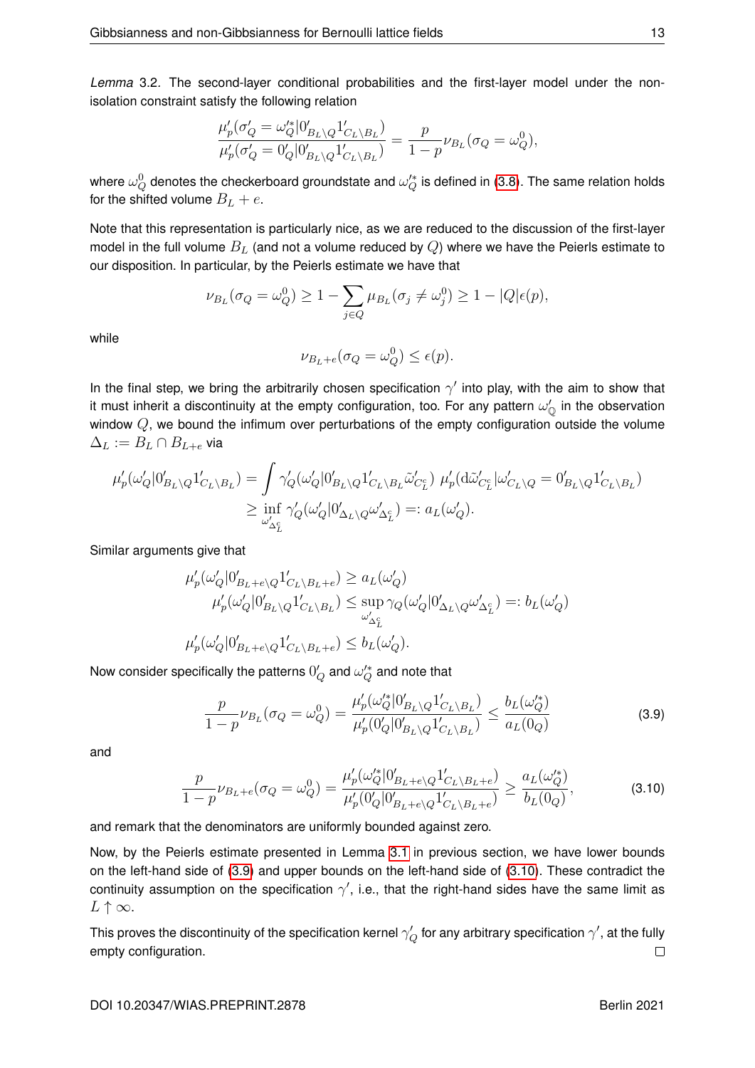*Lemma* 3.2. The second-layer conditional probabilities and the first-layer model under the non-isolation constraint satisfy the following relation

$$\frac{\mu'_p(\sigma'_Q = \omega'^*_Q | 0'_{B_L\setminus Q} 1'_{C_L\setminus B_L})}{\mu'_p(\sigma'_Q = 0'_Q | 0'_{B_L\setminus Q} 1'_{C_L\setminus B_L})} = \frac{p}{1-p}\nu_{B_L}(\sigma_Q = \omega^0_Q),$$

where $\omega^0_Q$ denotes the checkerboard groundstate and $\omega'^*_Q$ is defined in (3.8). The same relation holds for the shifted volume $B_L + e$.

Note that this representation is particularly nice, as we are reduced to the discussion of the first-layer model in the full volume $B_L$ (and not a volume reduced by $Q$) where we have the Peierls estimate to our disposition. In particular, by the Peierls estimate we have that

$$\nu_{B_L}(\sigma_Q = \omega^0_Q) \geq 1 - \sum_{j \in Q} \mu_{B_L}(\sigma_j \neq \omega^0_j) \geq 1 - |Q|\epsilon(p),$$

while

$$\nu_{B_L+e}(\sigma_Q = \omega^0_Q) \leq \epsilon(p).$$

In the final step, we bring the arbitrarily chosen specification $\gamma'$ into play, with the aim to show that it must inherit a discontinuity at the empty configuration, too. For any pattern $\omega'_{\mathbb{Q}}$ in the observation window $Q$, we bound the infimum over perturbations of the empty configuration outside the volume $\Delta_L := B_L \cap B_{L+e}$ via

$$\begin{aligned}
\mu'_p(\omega'_Q | 0'_{B_L\setminus Q} 1'_{C_L\setminus B_L}) &= \int \gamma'_Q(\omega'_Q | 0'_{B_L\setminus Q} 1'_{C_L\setminus B_L} \tilde{\omega}'_{C^c_L})\ \mu'_p(\mathrm{d}\tilde{\omega}'_{C^c_L} | \omega'_{C_L\setminus Q} = 0'_{B_L\setminus Q} 1'_{C_L\setminus B_L}) \\
&\geq \inf_{\omega'_{\Delta^c_L}} \gamma'_Q(\omega'_Q | 0'_{\Delta_L\setminus Q} \omega'_{\Delta^c_L}) =: a_L(\omega'_Q).
\end{aligned}$$

Similar arguments give that

$$\begin{aligned}
\mu'_p(\omega'_Q | 0'_{B_L+e\setminus Q} 1'_{C_L\setminus B_L+e}) &\geq a_L(\omega'_Q) \\
\mu'_p(\omega'_Q | 0'_{B_L\setminus Q} 1'_{C_L\setminus B_L}) &\leq \sup_{\omega'_{\Delta^c_L}} \gamma_Q(\omega'_Q | 0'_{\Delta_L\setminus Q} \omega'_{\Delta^c_L}) =: b_L(\omega'_Q) \\
\mu'_p(\omega'_Q | 0'_{B_L+e\setminus Q} 1'_{C_L\setminus B_L+e}) &\leq b_L(\omega'_Q).
\end{aligned}$$

Now consider specifically the patterns $0'_Q$ and $\omega'^*_Q$ and note that

$$\frac{p}{1-p}\nu_{B_L}(\sigma_Q = \omega^0_Q) = \frac{\mu'_p(\omega'^*_Q | 0'_{B_L\setminus Q} 1'_{C_L\setminus B_L})}{\mu'_p(0'_Q | 0'_{B_L\setminus Q} 1'_{C_L\setminus B_L})} \leq \frac{b_L(\omega'^*_Q)}{a_L(0_Q)} \tag{3.9}$$

and

$$\frac{p}{1-p}\nu_{B_L+e}(\sigma_Q = \omega^0_Q) = \frac{\mu'_p(\omega'^*_Q | 0'_{B_L+e\setminus Q} 1'_{C_L\setminus B_L+e})}{\mu'_p(0'_Q | 0'_{B_L+e\setminus Q} 1'_{C_L\setminus B_L+e})} \geq \frac{a_L(\omega'^*_Q)}{b_L(0_Q)}, \tag{3.10}$$

and remark that the denominators are uniformly bounded against zero.

Now, by the Peierls estimate presented in Lemma 3.1 in previous section, we have lower bounds on the left-hand side of (3.9) and upper bounds on the left-hand side of (3.10). These contradict the continuity assumption on the specification $\gamma'$, i.e., that the right-hand sides have the same limit as $L \uparrow \infty$.

This proves the discontinuity of the specification kernel $\gamma'_Q$ for any arbitrary specification $\gamma'$, at the fully empty configuration. $\square$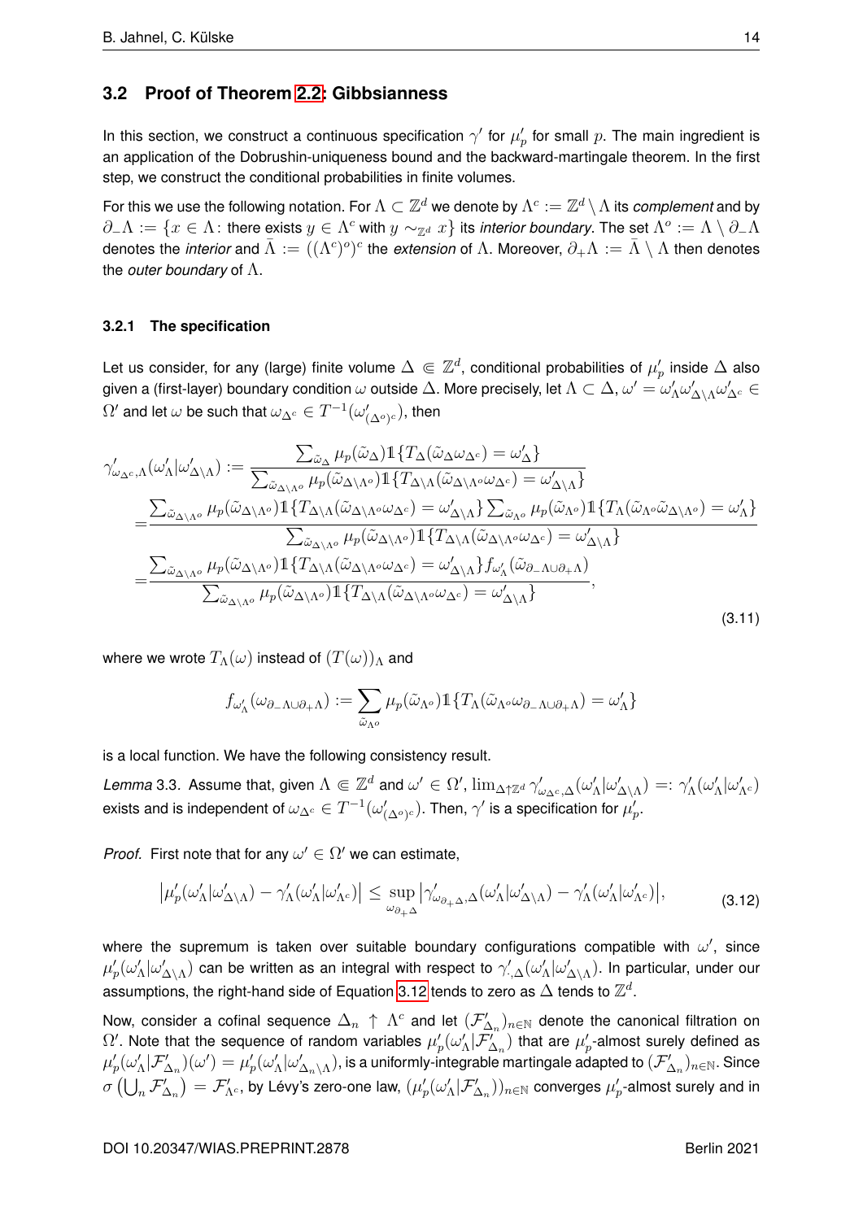## 3.2 Proof of Theorem 2.2: Gibbsianness

In this section, we construct a continuous specification $\gamma'$ for $\mu'_p$ for small $p$. The main ingredient is an application of the Dobrushin-uniqueness bound and the backward-martingale theorem. In the first step, we construct the conditional probabilities in finite volumes.

For this we use the following notation. For $\Lambda \subset \mathbb{Z}^d$ we denote by $\Lambda^c := \mathbb{Z}^d \setminus \Lambda$ its *complement* and by $\partial_- \Lambda := \{x \in \Lambda\colon \text{there exists } y \in \Lambda^c \text{ with } y \sim_{\mathbb{Z}^d} x\}$ its *interior boundary*. The set $\Lambda^o := \Lambda \setminus \partial_- \Lambda$ denotes the *interior* and $\bar{\Lambda} := ((\Lambda^c)^o)^c$ the *extension* of $\Lambda$. Moreover, $\partial_+ \Lambda := \bar{\Lambda} \setminus \Lambda$ then denotes the *outer boundary* of $\Lambda$.

### 3.2.1 The specification

Let us consider, for any (large) finite volume $\Delta \Subset \mathbb{Z}^d$, conditional probabilities of $\mu'_p$ inside $\Delta$ also given a (first-layer) boundary condition $\omega$ outside $\Delta$. More precisely, let $\Lambda \subset \Delta$, $\omega' = \omega'_\Lambda \omega'_{\Delta\setminus\Lambda} \omega'_{\Delta^c} \in \Omega'$ and let $\omega$ be such that $\omega_{\Delta^c} \in T^{-1}(\omega'_{(\Delta^o)^c})$, then

$$
\begin{aligned}
\gamma'_{\omega_{\Delta^c},\Lambda}(\omega'_\Lambda | \omega'_{\Delta\setminus\Lambda}) &:= \frac{\sum_{\tilde{\omega}_\Delta} \mu_p(\tilde{\omega}_\Delta) \mathbb{1}\{T_\Delta(\tilde{\omega}_\Delta \omega_{\Delta^c}) = \omega'_\Delta\}}{\sum_{\tilde{\omega}_{\Delta\setminus\Lambda^o}} \mu_p(\tilde{\omega}_{\Delta\setminus\Lambda^o}) \mathbb{1}\{T_{\Delta\setminus\Lambda}(\tilde{\omega}_{\Delta\setminus\Lambda^o}\omega_{\Delta^c}) = \omega'_{\Delta\setminus\Lambda}\}} \\
&= \frac{\sum_{\tilde{\omega}_{\Delta\setminus\Lambda^o}} \mu_p(\tilde{\omega}_{\Delta\setminus\Lambda^o}) \mathbb{1}\{T_{\Delta\setminus\Lambda}(\tilde{\omega}_{\Delta\setminus\Lambda^o}\omega_{\Delta^c}) = \omega'_{\Delta\setminus\Lambda}\} \sum_{\tilde{\omega}_{\Lambda^o}} \mu_p(\tilde{\omega}_{\Lambda^o}) \mathbb{1}\{T_\Lambda(\tilde{\omega}_{\Lambda^o}\tilde{\omega}_{\Delta\setminus\Lambda^o}) = \omega'_\Lambda\}}{\sum_{\tilde{\omega}_{\Delta\setminus\Lambda^o}} \mu_p(\tilde{\omega}_{\Delta\setminus\Lambda^o}) \mathbb{1}\{T_{\Delta\setminus\Lambda}(\tilde{\omega}_{\Delta\setminus\Lambda^o}\omega_{\Delta^c}) = \omega'_{\Delta\setminus\Lambda}\}} \\
&= \frac{\sum_{\tilde{\omega}_{\Delta\setminus\Lambda^o}} \mu_p(\tilde{\omega}_{\Delta\setminus\Lambda^o}) \mathbb{1}\{T_{\Delta\setminus\Lambda}(\tilde{\omega}_{\Delta\setminus\Lambda^o}\omega_{\Delta^c}) = \omega'_{\Delta\setminus\Lambda}\} f_{\omega'_\Lambda}(\tilde{\omega}_{\partial_-\Lambda\cup\partial_+\Lambda})}{\sum_{\tilde{\omega}_{\Delta\setminus\Lambda^o}} \mu_p(\tilde{\omega}_{\Delta\setminus\Lambda^o}) \mathbb{1}\{T_{\Delta\setminus\Lambda}(\tilde{\omega}_{\Delta\setminus\Lambda^o}\omega_{\Delta^c}) = \omega'_{\Delta\setminus\Lambda}\}},
\end{aligned}
\tag{3.11}
$$

where we wrote $T_\Lambda(\omega)$ instead of $(T(\omega))_\Lambda$ and

$$
f_{\omega'_\Lambda}(\omega_{\partial_-\Lambda\cup\partial_+\Lambda}) := \sum_{\tilde{\omega}_{\Lambda^o}} \mu_p(\tilde{\omega}_{\Lambda^o}) \mathbb{1}\{T_\Lambda(\tilde{\omega}_{\Lambda^o}\omega_{\partial_-\Lambda\cup\partial_+\Lambda}) = \omega'_\Lambda\}
$$

is a local function. We have the following consistency result.

*Lemma* 3.3. Assume that, given $\Lambda \Subset \mathbb{Z}^d$ and $\omega' \in \Omega'$, $\lim_{\Delta\uparrow\mathbb{Z}^d} \gamma'_{\omega_{\Delta^c},\Delta}(\omega'_\Lambda|\omega'_{\Delta\setminus\Lambda}) =: \gamma'_\Lambda(\omega'_\Lambda|\omega'_{\Lambda^c})$ exists and is independent of $\omega_{\Delta^c} \in T^{-1}(\omega'_{(\Delta^o)^c})$. Then, $\gamma'$ is a specification for $\mu'_p$.

*Proof.* First note that for any $\omega' \in \Omega'$ we can estimate,

$$
\big|\mu'_p(\omega'_\Lambda|\omega'_{\Delta\setminus\Lambda}) - \gamma'_\Lambda(\omega'_\Lambda|\omega'_{\Lambda^c})\big| \le \sup_{\omega_{\partial_+\Delta}} \big|\gamma'_{\omega_{\partial_+\Delta},\Delta}(\omega'_\Lambda|\omega'_{\Delta\setminus\Lambda}) - \gamma'_\Lambda(\omega'_\Lambda|\omega'_{\Lambda^c})\big|,
\tag{3.12}
$$

where the supremum is taken over suitable boundary configurations compatible with $\omega'$, since $\mu'_p(\omega'_\Lambda|\omega'_{\Delta\setminus\Lambda})$ can be written as an integral with respect to $\gamma'_{\cdot,\Delta}(\omega'_\Lambda|\omega'_{\Delta\setminus\Lambda})$. In particular, under our assumptions, the right-hand side of Equation 3.12 tends to zero as $\Delta$ tends to $\mathbb{Z}^d$.

Now, consider a cofinal sequence $\Delta_n \uparrow \Lambda^c$ and let $(\mathcal{F}'_{\Delta_n})_{n\in\mathbb{N}}$ denote the canonical filtration on $\Omega'$. Note that the sequence of random variables $\mu'_p(\omega'_\Lambda|\mathcal{F}'_{\Delta_n})$ that are $\mu'_p$-almost surely defined as $\mu'_p(\omega'_\Lambda|\mathcal{F}'_{\Delta_n})(\omega') = \mu'_p(\omega'_\Lambda|\omega'_{\Delta_n\setminus\Lambda})$, is a uniformly-integrable martingale adapted to $(\mathcal{F}'_{\Delta_n})_{n\in\mathbb{N}}$. Since $\sigma\big(\bigcup_n \mathcal{F}'_{\Delta_n}\big) = \mathcal{F}'_{\Lambda^c}$, by Lévy's zero-one law, $(\mu'_p(\omega'_\Lambda|\mathcal{F}'_{\Delta_n}))_{n\in\mathbb{N}}$ converges $\mu'_p$-almost surely and in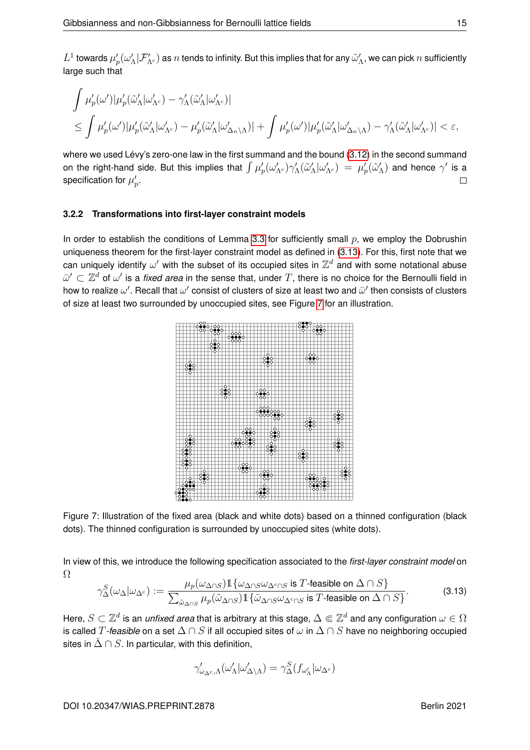$L^1$ towards $\mu'_p(\omega'_\Lambda|\mathcal{F}'_{\Lambda^c})$ as $n$ tends to infinity. But this implies that for any $\tilde\omega'_\Lambda$, we can pick $n$ sufficiently large such that

$$
\begin{aligned}
&\int \mu'_p(\omega')|\mu'_p(\tilde\omega'_\Lambda|\omega'_{\Lambda^c}) - \gamma'_\Lambda(\tilde\omega'_\Lambda|\omega'_{\Lambda^c})| \\
&\le \int \mu'_p(\omega')|\mu'_p(\tilde\omega'_\Lambda|\omega'_{\Lambda^c}) - \mu'_p(\tilde\omega'_\Lambda|\omega'_{\Delta_n\setminus\Lambda})| + \int \mu'_p(\omega')|\mu'_p(\tilde\omega'_\Lambda|\omega'_{\Delta_n\setminus\Lambda}) - \gamma'_\Lambda(\tilde\omega'_\Lambda|\omega'_{\Lambda^c})| < \varepsilon,
\end{aligned}
$$

where we used Lévy's zero-one law in the first summand and the bound (3.12) in the second summand on the right-hand side. But this implies that $\int \mu'_p(\omega'_{\Lambda^c})\gamma'_\Lambda(\tilde\omega'_\Lambda|\omega'_{\Lambda^c}) = \mu'_p(\tilde\omega'_\Lambda)$ and hence $\gamma'$ is a specification for $\mu'_p$. □

### 3.2.2 Transformations into first-layer constraint models

In order to establish the conditions of Lemma 3.3 for sufficiently small $p$, we employ the Dobrushin uniqueness theorem for the first-layer constraint model as defined in (3.13). For this, first note that we can uniquely identify $\omega'$ with the subset of its occupied sites in $\mathbb{Z}^d$ and with some notational abuse $\bar\omega' \subset \mathbb{Z}^d$ of $\omega'$ is a *fixed area* in the sense that, under $T$, there is no choice for the Bernoulli field in how to realize $\omega'$. Recall that $\omega'$ consist of clusters of size at least two and $\bar\omega'$ then consists of clusters of size at least two surrounded by unoccupied sites, see Figure 7 for an illustration.

Figure 7: Illustration of the fixed area (black and white dots) based on a thinned configuration (black dots). The thinned configuration is surrounded by unoccupied sites (white dots).

In view of this, we introduce the following specification associated to the *first-layer constraint model* on $\Omega$

$$
\gamma^S_\Delta(\omega_\Delta|\omega_{\Delta^c}) := \frac{\mu_p(\omega_{\Delta\cap S})\mathbb{1}\{\omega_{\Delta\cap S}\omega_{\Delta^c\cap S} \text{ is } T\text{-feasible on } \Delta\cap S\}}{\sum_{\tilde\omega_{\Delta\cap S}} \mu_p(\tilde\omega_{\Delta\cap S})\mathbb{1}\{\tilde\omega_{\Delta\cap S}\omega_{\Delta^c\cap S} \text{ is } T\text{-feasible on } \Delta\cap S\}}. \tag{3.13}
$$

Here, $S \subset \mathbb{Z}^d$ is an *unfixed area* that is arbitrary at this stage, $\Delta \Subset \mathbb{Z}^d$ and any configuration $\omega \in \Omega$ is called $T$*-feasible* on a set $\Delta \cap S$ if all occupied sites of $\omega$ in $\Delta \cap S$ have no neighboring occupied sites in $\bar\Delta \cap S$. In particular, with this definition,

$$
\gamma'_{\omega_{\Delta^c},\Lambda}(\omega'_\Lambda|\omega'_{\Delta\setminus\Lambda}) = \gamma^S_\Delta(f_{\omega'_\Lambda}|\omega_{\Delta^c})
$$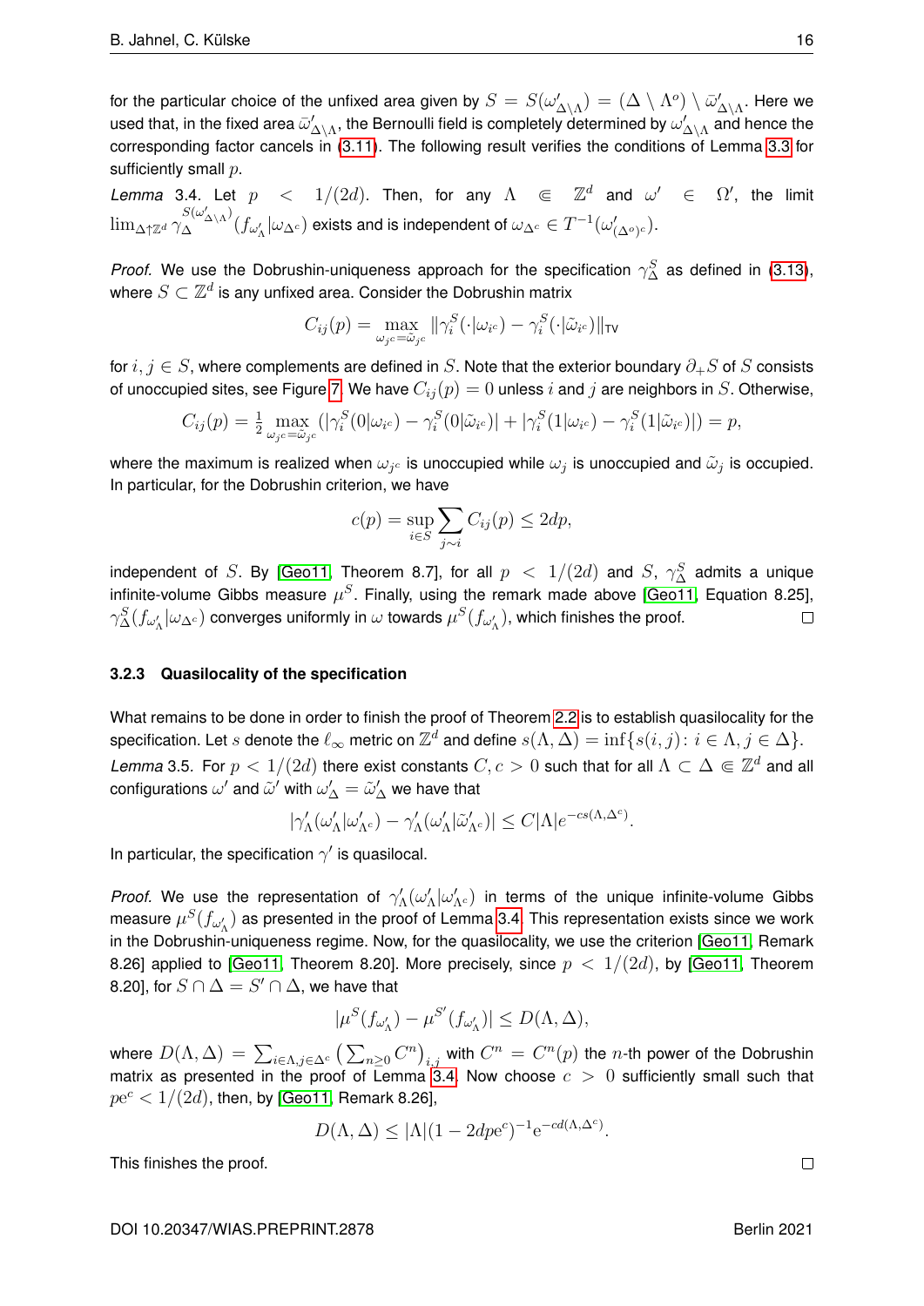for the particular choice of the unfixed area given by $S = S(\omega'_{\Delta\setminus\Lambda}) = (\Delta \setminus \Lambda^o) \setminus \bar{\omega}'_{\Delta\setminus\Lambda}$. Here we used that, in the fixed area $\bar{\omega}'_{\Delta\setminus\Lambda}$, the Bernoulli field is completely determined by $\omega'_{\Delta\setminus\Lambda}$ and hence the corresponding factor cancels in (3.11). The following result verifies the conditions of Lemma 3.3 for sufficiently small $p$.

*Lemma* 3.4. Let $p < 1/(2d)$. Then, for any $\Lambda \Subset \mathbb{Z}^d$ and $\omega' \in \Omega'$, the limit $\lim_{\Delta\uparrow\mathbb{Z}^d} \gamma_\Delta^{S(\omega'_{\Delta\setminus\Lambda})}(f_{\omega'_\Lambda}|\omega_{\Delta^c})$ exists and is independent of $\omega_{\Delta^c} \in T^{-1}(\omega'_{(\Delta^o)^c})$.

*Proof.* We use the Dobrushin-uniqueness approach for the specification $\gamma_\Delta^S$ as defined in (3.13), where $S \subset \mathbb{Z}^d$ is any unfixed area. Consider the Dobrushin matrix

$$C_{ij}(p) = \max_{\omega_{j^c} = \tilde{\omega}_{j^c}} \|\gamma_i^S(\cdot|\omega_{i^c}) - \gamma_i^S(\cdot|\tilde{\omega}_{i^c})\|_{\mathsf{TV}}$$

for $i, j \in S$, where complements are defined in $S$. Note that the exterior boundary $\partial_+ S$ of $S$ consists of unoccupied sites, see Figure 7. We have $C_{ij}(p) = 0$ unless $i$ and $j$ are neighbors in $S$. Otherwise,

$$C_{ij}(p) = \tfrac{1}{2} \max_{\omega_{j^c} = \tilde{\omega}_{j^c}} \left(|\gamma_i^S(0|\omega_{i^c}) - \gamma_i^S(0|\tilde{\omega}_{i^c})| + |\gamma_i^S(1|\omega_{i^c}) - \gamma_i^S(1|\tilde{\omega}_{i^c})|\right) = p,$$

where the maximum is realized when $\omega_{j^c}$ is unoccupied while $\omega_j$ is unoccupied and $\tilde{\omega}_j$ is occupied. In particular, for the Dobrushin criterion, we have

$$c(p) = \sup_{i\in S} \sum_{j\sim i} C_{ij}(p) \le 2dp,$$

independent of $S$. By [Geo11, Theorem 8.7], for all $p < 1/(2d)$ and $S$, $\gamma_\Delta^S$ admits a unique infinite-volume Gibbs measure $\mu^S$. Finally, using the remark made above [Geo11, Equation 8.25], $\gamma_\Delta^S(f_{\omega'_\Lambda}|\omega_{\Delta^c})$ converges uniformly in $\omega$ towards $\mu^S(f_{\omega'_\Lambda})$, which finishes the proof. □

### 3.2.3 Quasilocality of the specification

What remains to be done in order to finish the proof of Theorem 2.2 is to establish quasilocality for the specification. Let $s$ denote the $\ell_\infty$ metric on $\mathbb{Z}^d$ and define $s(\Lambda, \Delta) = \inf\{s(i,j) : i \in \Lambda, j \in \Delta\}$.

*Lemma* 3.5. For $p < 1/(2d)$ there exist constants $C, c > 0$ such that for all $\Lambda \subset \Delta \Subset \mathbb{Z}^d$ and all configurations $\omega'$ and $\tilde{\omega}'$ with $\omega'_\Delta = \tilde{\omega}'_\Delta$ we have that

$$|\gamma'_\Lambda(\omega'_\Lambda|\omega'_{\Lambda^c}) - \gamma'_\Lambda(\omega'_\Lambda|\tilde{\omega}'_{\Lambda^c})| \le C|\Lambda| e^{-cs(\Lambda,\Delta^c)}.$$

In particular, the specification $\gamma'$ is quasilocal.

*Proof.* We use the representation of $\gamma'_\Lambda(\omega'_\Lambda|\omega'_{\Lambda^c})$ in terms of the unique infinite-volume Gibbs measure $\mu^S(f_{\omega'_\Lambda})$ as presented in the proof of Lemma 3.4. This representation exists since we work in the Dobrushin-uniqueness regime. Now, for the quasilocality, we use the criterion [Geo11, Remark 8.26] applied to [Geo11, Theorem 8.20]. More precisely, since $p < 1/(2d)$, by [Geo11, Theorem 8.20], for $S \cap \Delta = S' \cap \Delta$, we have that

$$|\mu^S(f_{\omega'_\Lambda}) - \mu^{S'}(f_{\omega'_\Lambda})| \le D(\Lambda, \Delta),$$

where $D(\Lambda, \Delta) = \sum_{i\in\Lambda, j\in\Delta^c} \left(\sum_{n\ge 0} C^n\right)_{i,j}$ with $C^n = C^n(p)$ the $n$-th power of the Dobrushin matrix as presented in the proof of Lemma 3.4. Now choose $c > 0$ sufficiently small such that $pe^c < 1/(2d)$, then, by [Geo11, Remark 8.26],

$$D(\Lambda, \Delta) \le |\Lambda|(1 - 2dpe^c)^{-1} \mathrm{e}^{-cd(\Lambda,\Delta^c)}.$$

This finishes the proof. □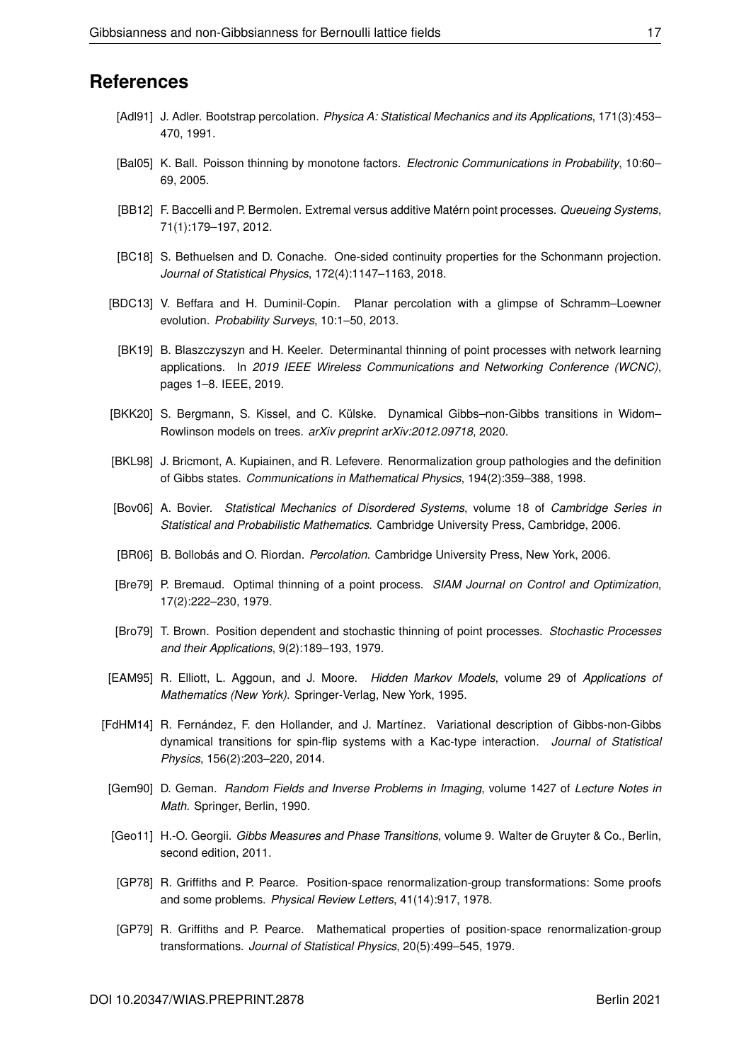## References

[Adl91] J. Adler. Bootstrap percolation. *Physica A: Statistical Mechanics and its Applications*, 171(3):453–470, 1991.

[Bal05] K. Ball. Poisson thinning by monotone factors. *Electronic Communications in Probability*, 10:60–69, 2005.

[BB12] F. Baccelli and P. Bermolen. Extremal versus additive Matérn point processes. *Queueing Systems*, 71(1):179–197, 2012.

[BC18] S. Bethuelsen and D. Conache. One-sided continuity properties for the Schonmann projection. *Journal of Statistical Physics*, 172(4):1147–1163, 2018.

[BDC13] V. Beffara and H. Duminil-Copin. Planar percolation with a glimpse of Schramm–Loewner evolution. *Probability Surveys*, 10:1–50, 2013.

[BK19] B. Blaszczyszyn and H. Keeler. Determinantal thinning of point processes with network learning applications. In *2019 IEEE Wireless Communications and Networking Conference (WCNC)*, pages 1–8. IEEE, 2019.

[BKK20] S. Bergmann, S. Kissel, and C. Külske. Dynamical Gibbs–non-Gibbs transitions in Widom–Rowlinson models on trees. *arXiv preprint arXiv:2012.09718*, 2020.

[BKL98] J. Bricmont, A. Kupiainen, and R. Lefevere. Renormalization group pathologies and the definition of Gibbs states. *Communications in Mathematical Physics*, 194(2):359–388, 1998.

[Bov06] A. Bovier. *Statistical Mechanics of Disordered Systems*, volume 18 of *Cambridge Series in Statistical and Probabilistic Mathematics.* Cambridge University Press, Cambridge, 2006.

[BR06] B. Bollobás and O. Riordan. *Percolation*. Cambridge University Press, New York, 2006.

[Bre79] P. Bremaud. Optimal thinning of a point process. *SIAM Journal on Control and Optimization*, 17(2):222–230, 1979.

[Bro79] T. Brown. Position dependent and stochastic thinning of point processes. *Stochastic Processes and their Applications*, 9(2):189–193, 1979.

[EAM95] R. Elliott, L. Aggoun, and J. Moore. *Hidden Markov Models*, volume 29 of *Applications of Mathematics (New York).* Springer-Verlag, New York, 1995.

[FdHM14] R. Fernández, F. den Hollander, and J. Martínez. Variational description of Gibbs-non-Gibbs dynamical transitions for spin-flip systems with a Kac-type interaction. *Journal of Statistical Physics*, 156(2):203–220, 2014.

[Gem90] D. Geman. *Random Fields and Inverse Problems in Imaging*, volume 1427 of *Lecture Notes in Math.* Springer, Berlin, 1990.

[Geo11] H.-O. Georgii. *Gibbs Measures and Phase Transitions*, volume 9. Walter de Gruyter & Co., Berlin, second edition, 2011.

[GP78] R. Griffiths and P. Pearce. Position-space renormalization-group transformations: Some proofs and some problems. *Physical Review Letters*, 41(14):917, 1978.

[GP79] R. Griffiths and P. Pearce. Mathematical properties of position-space renormalization-group transformations. *Journal of Statistical Physics*, 20(5):499–545, 1979.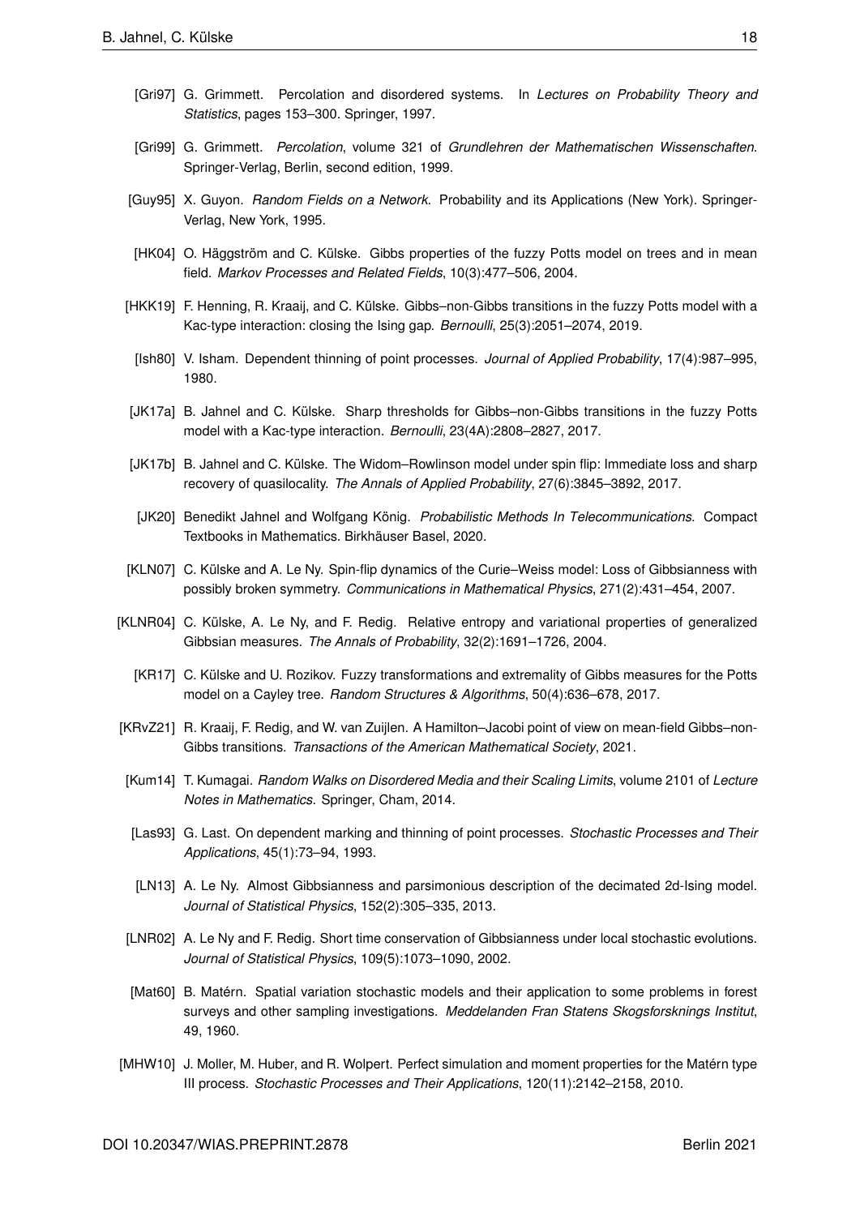[Gri97] G. Grimmett. Percolation and disordered systems. In *Lectures on Probability Theory and Statistics*, pages 153–300. Springer, 1997.

[Gri99] G. Grimmett. *Percolation*, volume 321 of *Grundlehren der Mathematischen Wissenschaften*. Springer-Verlag, Berlin, second edition, 1999.

[Guy95] X. Guyon. *Random Fields on a Network*. Probability and its Applications (New York). Springer-Verlag, New York, 1995.

[HK04] O. Häggström and C. Külske. Gibbs properties of the fuzzy Potts model on trees and in mean field. *Markov Processes and Related Fields*, 10(3):477–506, 2004.

[HKK19] F. Henning, R. Kraaij, and C. Külske. Gibbs–non-Gibbs transitions in the fuzzy Potts model with a Kac-type interaction: closing the Ising gap. *Bernoulli*, 25(3):2051–2074, 2019.

[Ish80] V. Isham. Dependent thinning of point processes. *Journal of Applied Probability*, 17(4):987–995, 1980.

[JK17a] B. Jahnel and C. Külske. Sharp thresholds for Gibbs–non-Gibbs transitions in the fuzzy Potts model with a Kac-type interaction. *Bernoulli*, 23(4A):2808–2827, 2017.

[JK17b] B. Jahnel and C. Külske. The Widom–Rowlinson model under spin flip: Immediate loss and sharp recovery of quasilocality. *The Annals of Applied Probability*, 27(6):3845–3892, 2017.

[JK20] Benedikt Jahnel and Wolfgang König. *Probabilistic Methods In Telecommunications*. Compact Textbooks in Mathematics. Birkhäuser Basel, 2020.

[KLN07] C. Külske and A. Le Ny. Spin-flip dynamics of the Curie–Weiss model: Loss of Gibbsianness with possibly broken symmetry. *Communications in Mathematical Physics*, 271(2):431–454, 2007.

[KLNR04] C. Külske, A. Le Ny, and F. Redig. Relative entropy and variational properties of generalized Gibbsian measures. *The Annals of Probability*, 32(2):1691–1726, 2004.

[KR17] C. Külske and U. Rozikov. Fuzzy transformations and extremality of Gibbs measures for the Potts model on a Cayley tree. *Random Structures & Algorithms*, 50(4):636–678, 2017.

[KRvZ21] R. Kraaij, F. Redig, and W. van Zuijlen. A Hamilton–Jacobi point of view on mean-field Gibbs–non-Gibbs transitions. *Transactions of the American Mathematical Society*, 2021.

[Kum14] T. Kumagai. *Random Walks on Disordered Media and their Scaling Limits*, volume 2101 of *Lecture Notes in Mathematics*. Springer, Cham, 2014.

[Las93] G. Last. On dependent marking and thinning of point processes. *Stochastic Processes and Their Applications*, 45(1):73–94, 1993.

[LN13] A. Le Ny. Almost Gibbsianness and parsimonious description of the decimated 2d-Ising model. *Journal of Statistical Physics*, 152(2):305–335, 2013.

[LNR02] A. Le Ny and F. Redig. Short time conservation of Gibbsianness under local stochastic evolutions. *Journal of Statistical Physics*, 109(5):1073–1090, 2002.

[Mat60] B. Matérn. Spatial variation stochastic models and their application to some problems in forest surveys and other sampling investigations. *Meddelanden Fran Statens Skogsforsknings Institut*, 49, 1960.

[MHW10] J. Moller, M. Huber, and R. Wolpert. Perfect simulation and moment properties for the Matérn type III process. *Stochastic Processes and Their Applications*, 120(11):2142–2158, 2010.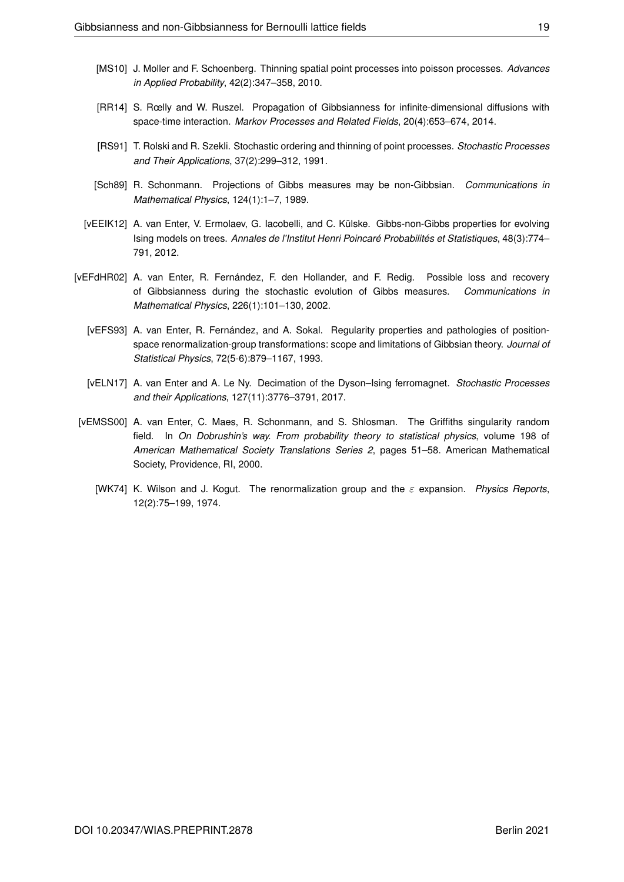[MS10] J. Moller and F. Schoenberg. Thinning spatial point processes into poisson processes. *Advances in Applied Probability*, 42(2):347–358, 2010.

[RR14] S. Rœlly and W. Ruszel. Propagation of Gibbsianness for infinite-dimensional diffusions with space-time interaction. *Markov Processes and Related Fields*, 20(4):653–674, 2014.

[RS91] T. Rolski and R. Szekli. Stochastic ordering and thinning of point processes. *Stochastic Processes and Their Applications*, 37(2):299–312, 1991.

[Sch89] R. Schonmann. Projections of Gibbs measures may be non-Gibbsian. *Communications in Mathematical Physics*, 124(1):1–7, 1989.

[vEEIK12] A. van Enter, V. Ermolaev, G. Iacobelli, and C. Külske. Gibbs-non-Gibbs properties for evolving Ising models on trees. *Annales de l'Institut Henri Poincaré Probabilités et Statistiques*, 48(3):774–791, 2012.

[vEFdHR02] A. van Enter, R. Fernández, F. den Hollander, and F. Redig. Possible loss and recovery of Gibbsianness during the stochastic evolution of Gibbs measures. *Communications in Mathematical Physics*, 226(1):101–130, 2002.

[vEFS93] A. van Enter, R. Fernández, and A. Sokal. Regularity properties and pathologies of position-space renormalization-group transformations: scope and limitations of Gibbsian theory. *Journal of Statistical Physics*, 72(5-6):879–1167, 1993.

[vELN17] A. van Enter and A. Le Ny. Decimation of the Dyson–Ising ferromagnet. *Stochastic Processes and their Applications*, 127(11):3776–3791, 2017.

[vEMSS00] A. van Enter, C. Maes, R. Schonmann, and S. Shlosman. The Griffiths singularity random field. In *On Dobrushin's way. From probability theory to statistical physics*, volume 198 of *American Mathematical Society Translations Series 2*, pages 51–58. American Mathematical Society, Providence, RI, 2000.

[WK74] K. Wilson and J. Kogut. The renormalization group and the $\varepsilon$ expansion. *Physics Reports*, 12(2):75–199, 1974.